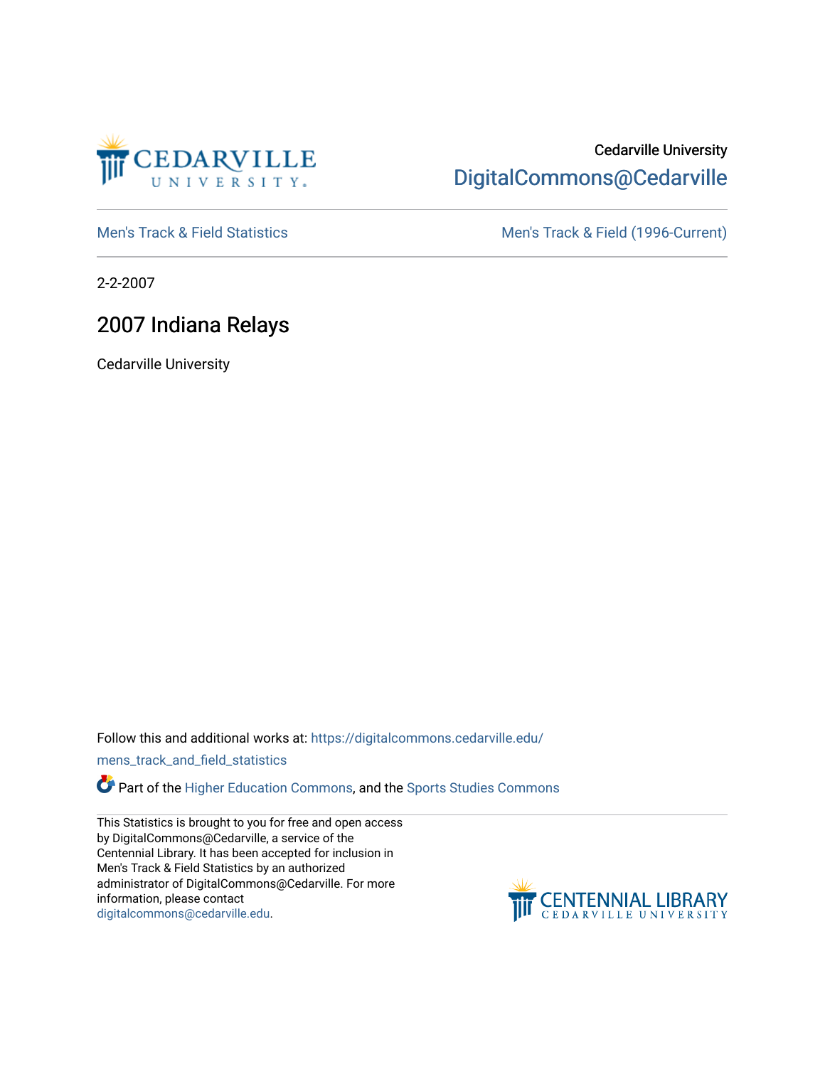Cedarville University

DigitalCommons@Cedarville

Men's Track & Field Statistics

Men's Track & Field (1996-Current)

2-2-2007

# 2007 Indiana Relays

Cedarville University

Follow this and additional works at: https://digitalcommons.cedarville.edu/mens_track_and_field_statistics

Part of the Higher Education Commons, and the Sports Studies Commons

This Statistics is brought to you for free and open access by DigitalCommons@Cedarville, a service of the Centennial Library. It has been accepted for inclusion in Men's Track & Field Statistics by an authorized administrator of DigitalCommons@Cedarville. For more information, please contact digitalcommons@cedarville.edu.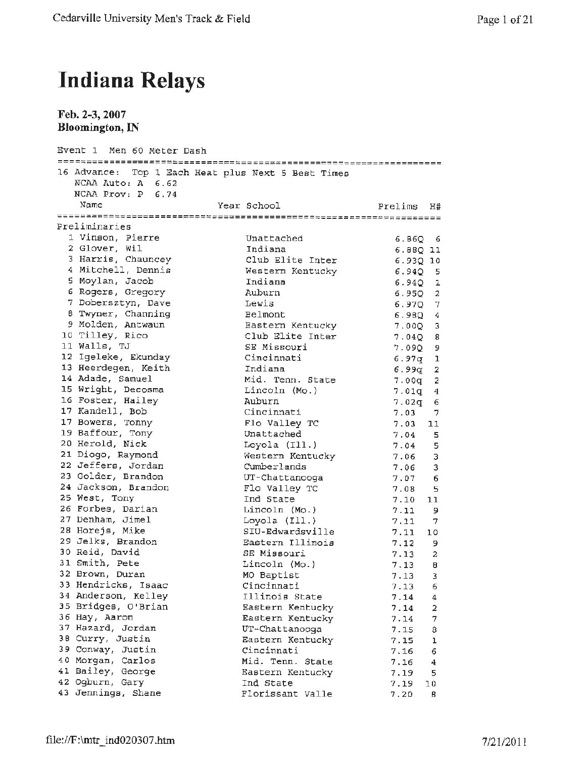# Indiana Relays

**Feb. 2-3, 2007**
**Bloomington, IN**

Event 1 Men 60 Meter Dash

16 Advance: Top 1 Each Heat plus Next 5 Best Times
NCAA Auto: A 6.62
NCAA Prov: P 6.74

| | Name | Year | School | Prelims | H# |
|---|---|---|---|---|---|
| **Preliminaries** | | | | | |
| 1 | Vinson, Pierre | | Unattached | 6.86Q | 6 |
| 2 | Glover, Wil | | Indiana | 6.88Q | 11 |
| 3 | Harris, Chauncey | | Club Elite Inter | 6.93Q | 10 |
| 4 | Mitchell, Dennis | | Western Kentucky | 6.94Q | 5 |
| 5 | Moylan, Jacob | | Indiana | 6.94Q | 1 |
| 6 | Rogers, Gregory | | Auburn | 6.95Q | 2 |
| 7 | Dobersztyn, Dave | | Lewis | 6.97Q | 7 |
| 8 | Twyner, Channing | | Belmont | 6.98Q | 4 |
| 9 | Molden, Antwaun | | Eastern Kentucky | 7.00Q | 3 |
| 10 | Tilley, Rico | | Club Elite Inter | 7.04Q | 8 |
| 11 | Walls, TJ | | SE Missouri | 7.09Q | 9 |
| 12 | Igeleke, Ekunday | | Cincinnati | 6.97q | 1 |
| 13 | Heerdegen, Keith | | Indiana | 6.99q | 2 |
| 14 | Adade, Samuel | | Mid. Tenn. State | 7.00q | 2 |
| 15 | Wright, Decosma | | Lincoln (Mo.) | 7.01q | 4 |
| 16 | Foster, Hailey | | Auburn | 7.02q | 6 |
| 17 | Kandell, Bob | | Cincinnati | 7.03 | 7 |
| 17 | Bowers, Tonny | | Flo Valley TC | 7.03 | 11 |
| 19 | Baffour, Tony | | Unattached | 7.04 | 5 |
| 20 | Herold, Nick | | Loyola (Ill.) | 7.04 | 5 |
| 21 | Diogo, Raymond | | Western Kentucky | 7.06 | 3 |
| 22 | Jeffers, Jordan | | Cumberlands | 7.06 | 3 |
| 23 | Golder, Brandon | | UT-Chattanooga | 7.07 | 6 |
| 24 | Jackson, Brandon | | Flo Valley TC | 7.08 | 5 |
| 25 | West, Tony | | Ind State | 7.10 | 11 |
| 26 | Forbes, Darian | | Lincoln (Mo.) | 7.11 | 9 |
| 27 | Denham, Jimel | | Loyola (Ill.) | 7.11 | 7 |
| 28 | Horejs, Mike | | SIU-Edwardsville | 7.11 | 10 |
| 29 | Jelks, Brandon | | Eastern Illinois | 7.12 | 9 |
| 30 | Reid, David | | SE Missouri | 7.13 | 2 |
| 31 | Smith, Pete | | Lincoln (Mo.) | 7.13 | 8 |
| 32 | Brown, Duran | | MO Baptist | 7.13 | 3 |
| 33 | Hendricks, Isaac | | Cincinnati | 7.13 | 6 |
| 34 | Anderson, Kelley | | Illinois State | 7.14 | 4 |
| 35 | Bridges, O'Brian | | Eastern Kentucky | 7.14 | 2 |
| 36 | Hay, Aaron | | Eastern Kentucky | 7.14 | 7 |
| 37 | Hazard, Jordan | | UT-Chattanooga | 7.15 | 8 |
| 38 | Curry, Justin | | Eastern Kentucky | 7.15 | 1 |
| 39 | Conway, Justin | | Cincinnati | 7.16 | 6 |
| 40 | Morgan, Carlos | | Mid. Tenn. State | 7.16 | 4 |
| 41 | Bailey, George | | Eastern Kentucky | 7.19 | 5 |
| 42 | Ogburn, Gary | | Ind State | 7.19 | 10 |
| 43 | Jennings, Shane | | Florissant Valle | 7.20 | 8 |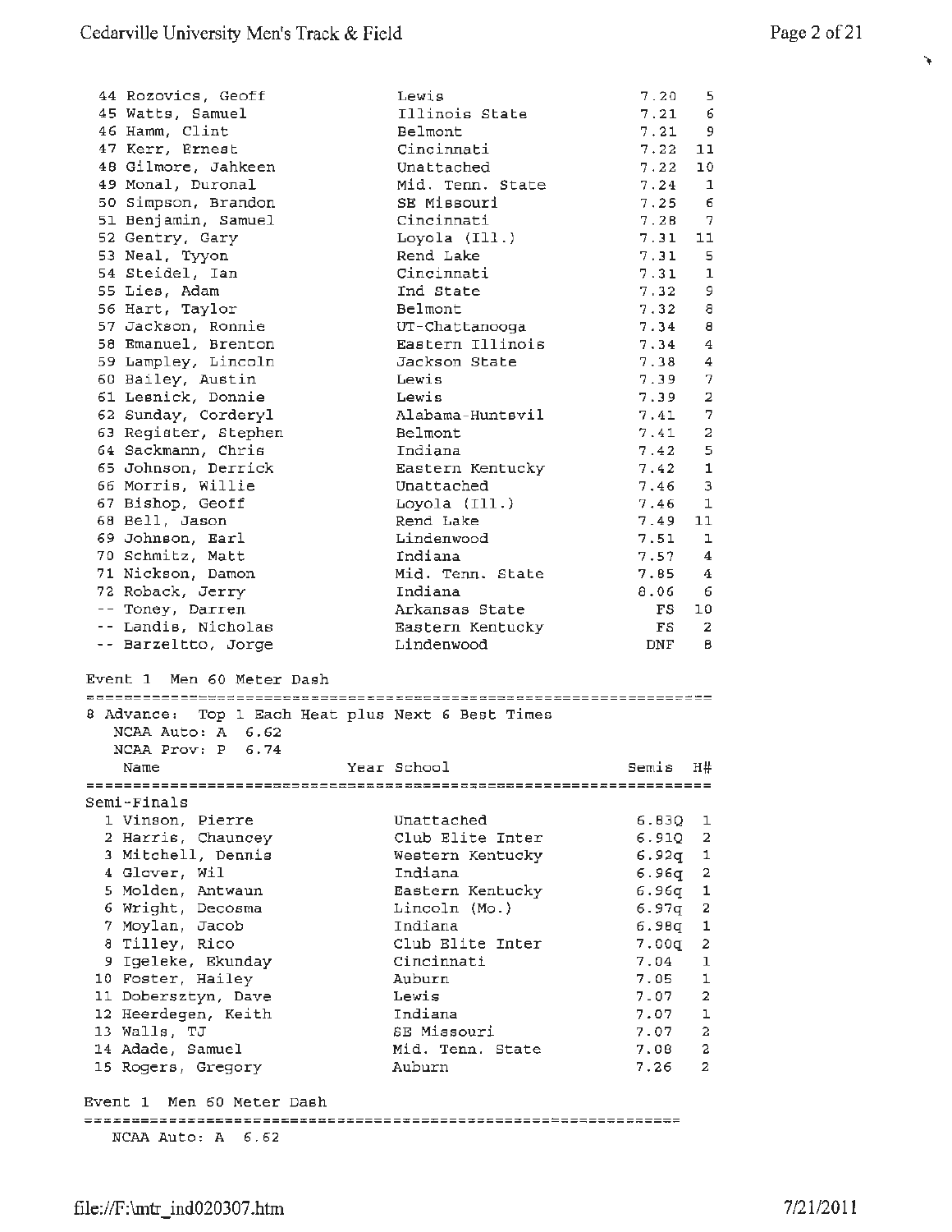| Place | Name | Year | School | Time | H# |
|---|---|---|---|---|---|
| 44 | Rozovics, Geoff | | Lewis | 7.20 | 5 |
| 45 | Watts, Samuel | | Illinois State | 7.21 | 6 |
| 46 | Hamm, Clint | | Belmont | 7.21 | 9 |
| 47 | Kerr, Ernest | | Cincinnati | 7.22 | 11 |
| 48 | Gilmore, Jahkeen | | Unattached | 7.22 | 10 |
| 49 | Monal, Duronal | | Mid. Tenn. State | 7.24 | 1 |
| 50 | Simpson, Brandon | | SE Missouri | 7.25 | 6 |
| 51 | Benjamin, Samuel | | Cincinnati | 7.28 | 7 |
| 52 | Gentry, Gary | | Loyola (Ill.) | 7.31 | 11 |
| 53 | Neal, Tyyon | | Rend Lake | 7.31 | 5 |
| 54 | Steidel, Ian | | Cincinnati | 7.31 | 1 |
| 55 | Lies, Adam | | Ind State | 7.32 | 9 |
| 56 | Hart, Taylor | | Belmont | 7.32 | 8 |
| 57 | Jackson, Ronnie | | UT-Chattanooga | 7.34 | 8 |
| 58 | Emanuel, Brenton | | Eastern Illinois | 7.34 | 4 |
| 59 | Lampley, Lincoln | | Jackson State | 7.38 | 4 |
| 60 | Bailey, Austin | | Lewis | 7.39 | 7 |
| 61 | Lesnick, Donnie | | Lewis | 7.39 | 2 |
| 62 | Sunday, Corderyl | | Alabama-Huntsvil | 7.41 | 7 |
| 63 | Register, Stephen | | Belmont | 7.41 | 2 |
| 64 | Sackmann, Chris | | Indiana | 7.42 | 5 |
| 65 | Johnson, Derrick | | Eastern Kentucky | 7.42 | 1 |
| 66 | Morris, Willie | | Unattached | 7.46 | 3 |
| 67 | Bishop, Geoff | | Loyola (Ill.) | 7.46 | 1 |
| 68 | Bell, Jason | | Rend Lake | 7.49 | 11 |
| 69 | Johnson, Earl | | Lindenwood | 7.51 | 1 |
| 70 | Schmitz, Matt | | Indiana | 7.57 | 4 |
| 71 | Nickson, Damon | | Mid. Tenn. State | 7.85 | 4 |
| 72 | Roback, Jerry | | Indiana | 8.06 | 6 |
| -- | Toney, Darren | | Arkansas State | FS | 10 |
| -- | Landis, Nicholas | | Eastern Kentucky | FS | 2 |
| -- | Barzeltto, Jorge | | Lindenwood | DNF | 8 |

## Event 1 Men 60 Meter Dash

8 Advance: Top 1 Each Heat plus Next 6 Best Times

NCAA Auto: A 6.62

NCAA Prov: P 6.74

**Semi-Finals**

| Place | Name | Year | School | Semis | H# |
|---|---|---|---|---|---|
| 1 | Vinson, Pierre | | Unattached | 6.83Q | 1 |
| 2 | Harris, Chauncey | | Club Elite Inter | 6.91Q | 2 |
| 3 | Mitchell, Dennis | | Western Kentucky | 6.92q | 1 |
| 4 | Glover, Wil | | Indiana | 6.96q | 2 |
| 5 | Molden, Antwaun | | Eastern Kentucky | 6.96q | 1 |
| 6 | Wright, Decosma | | Lincoln (Mo.) | 6.97q | 2 |
| 7 | Moylan, Jacob | | Indiana | 6.98q | 1 |
| 8 | Tilley, Rico | | Club Elite Inter | 7.00q | 2 |
| 9 | Igeleke, Ekunday | | Cincinnati | 7.04 | 1 |
| 10 | Foster, Hailey | | Auburn | 7.05 | 1 |
| 11 | Dobersztyn, Dave | | Lewis | 7.07 | 2 |
| 12 | Heerdegen, Keith | | Indiana | 7.07 | 1 |
| 13 | Walls, TJ | | SE Missouri | 7.07 | 2 |
| 14 | Adade, Samuel | | Mid. Tenn. State | 7.08 | 2 |
| 15 | Rogers, Gregory | | Auburn | 7.26 | 2 |

## Event 1 Men 60 Meter Dash

NCAA Auto: A 6.62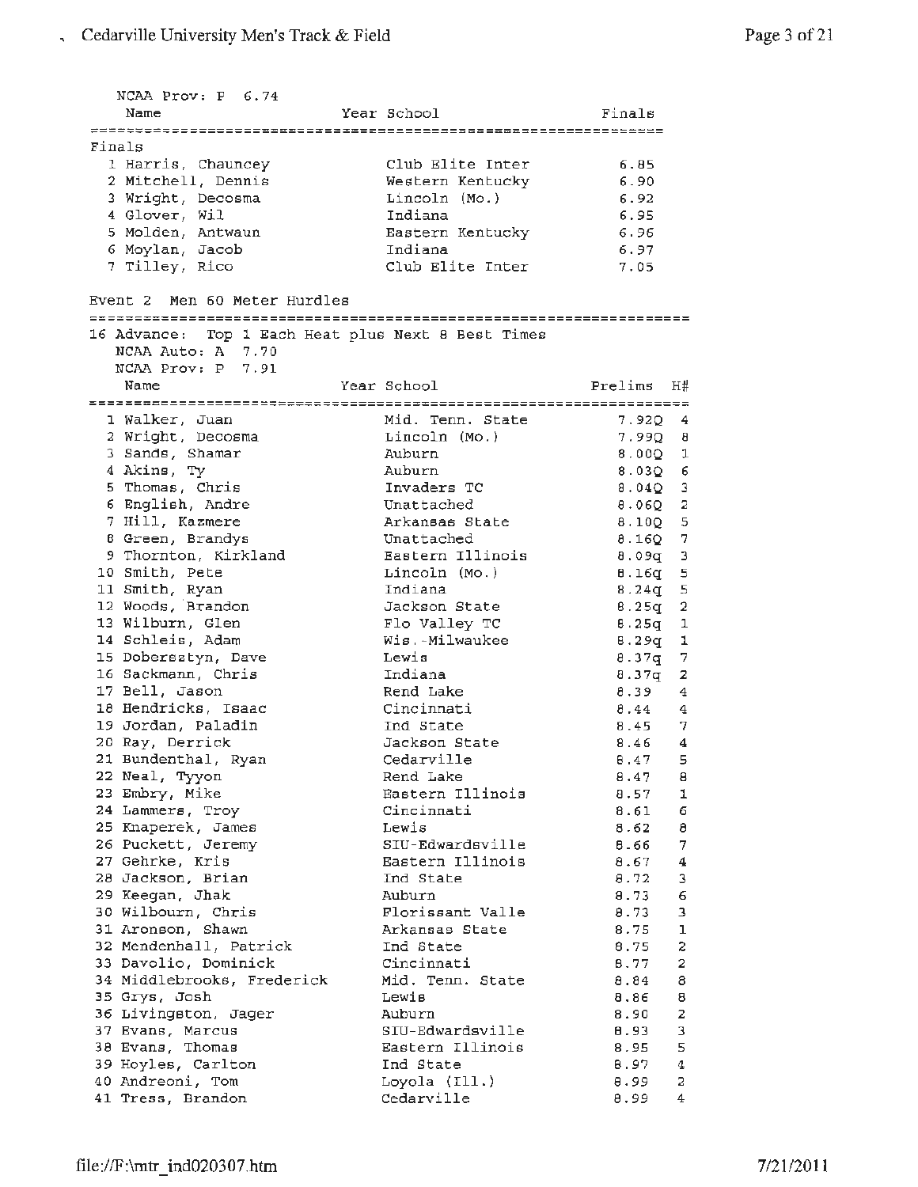NCAA Prov: P 6.74

| Place | Name | Year | School | Finals |
|---|---|---|---|---|
| **Finals** | | | | |
| 1 | Harris, Chauncey | | Club Elite Inter | 6.85 |
| 2 | Mitchell, Dennis | | Western Kentucky | 6.90 |
| 3 | Wright, Decosma | | Lincoln (Mo.) | 6.92 |
| 4 | Glover, Wil | | Indiana | 6.95 |
| 5 | Molden, Antwaun | | Eastern Kentucky | 6.96 |
| 6 | Moylan, Jacob | | Indiana | 6.97 |
| 7 | Tilley, Rico | | Club Elite Inter | 7.05 |

## Event 2 Men 60 Meter Hurdles

16 Advance: Top 1 Each Heat plus Next 8 Best Times
NCAA Auto: A 7.70
NCAA Prov: P 7.91

| Place | Name | Year | School | Prelims | H# |
|---|---|---|---|---|---|
| 1 | Walker, Juan | | Mid. Tenn. State | 7.92Q | 4 |
| 2 | Wright, Decosma | | Lincoln (Mo.) | 7.99Q | 8 |
| 3 | Sands, Shamar | | Auburn | 8.00Q | 1 |
| 4 | Akins, Ty | | Auburn | 8.03Q | 6 |
| 5 | Thomas, Chris | | Invaders TC | 8.04Q | 3 |
| 6 | English, Andre | | Unattached | 8.06Q | 2 |
| 7 | Hill, Kazmere | | Arkansas State | 8.10Q | 5 |
| 8 | Green, Brandys | | Unattached | 8.16Q | 7 |
| 9 | Thornton, Kirkland | | Eastern Illinois | 8.09q | 3 |
| 10 | Smith, Pete | | Lincoln (Mo.) | 8.16q | 5 |
| 11 | Smith, Ryan | | Indiana | 8.24q | 5 |
| 12 | Woods, Brandon | | Jackson State | 8.25q | 2 |
| 13 | Wilburn, Glen | | Flo Valley TC | 8.25q | 1 |
| 14 | Schleis, Adam | | Wis.-Milwaukee | 8.29q | 1 |
| 15 | Dobersztyn, Dave | | Lewis | 8.37q | 7 |
| 16 | Sackmann, Chris | | Indiana | 8.37q | 2 |
| 17 | Bell, Jason | | Rend Lake | 8.39 | 4 |
| 18 | Hendricks, Isaac | | Cincinnati | 8.44 | 4 |
| 19 | Jordan, Paladin | | Ind State | 8.45 | 7 |
| 20 | Ray, Derrick | | Jackson State | 8.46 | 4 |
| 21 | Bundenthal, Ryan | | Cedarville | 8.47 | 5 |
| 22 | Neal, Tyyon | | Rend Lake | 8.47 | 8 |
| 23 | Embry, Mike | | Eastern Illinois | 8.57 | 1 |
| 24 | Lammers, Troy | | Cincinnati | 8.61 | 6 |
| 25 | Knaperek, James | | Lewis | 8.62 | 8 |
| 26 | Puckett, Jeremy | | SIU-Edwardsville | 8.66 | 7 |
| 27 | Gehrke, Kris | | Eastern Illinois | 8.67 | 4 |
| 28 | Jackson, Brian | | Ind State | 8.72 | 3 |
| 29 | Keegan, Jhak | | Auburn | 8.73 | 6 |
| 30 | Wilbourn, Chris | | Florissant Valle | 8.73 | 3 |
| 31 | Aronson, Shawn | | Arkansas State | 8.75 | 1 |
| 32 | Mendenhall, Patrick | | Ind State | 8.75 | 2 |
| 33 | Davolio, Dominick | | Cincinnati | 8.77 | 2 |
| 34 | Middlebrooks, Frederick | | Mid. Tenn. State | 8.84 | 8 |
| 35 | Grys, Josh | | Lewis | 8.86 | 8 |
| 36 | Livingston, Jager | | Auburn | 8.90 | 2 |
| 37 | Evans, Marcus | | SIU-Edwardsville | 8.93 | 3 |
| 38 | Evans, Thomas | | Eastern Illinois | 8.95 | 5 |
| 39 | Hoyles, Carlton | | Ind State | 8.97 | 4 |
| 40 | Andreoni, Tom | | Loyola (Ill.) | 8.99 | 2 |
| 41 | Tress, Brandon | | Cedarville | 8.99 | 4 |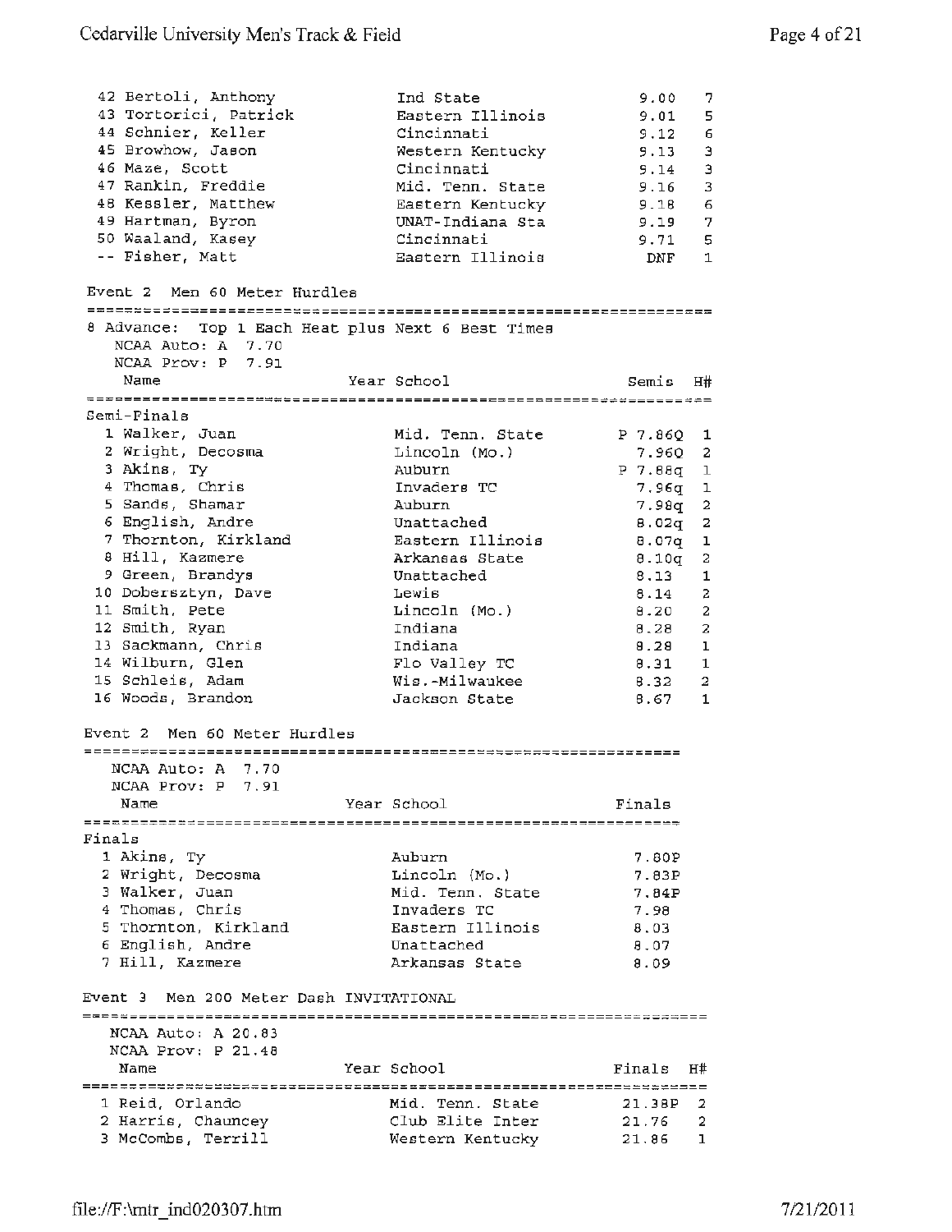| Place | Name | Year | School | Finals | H# |
|---|---|---|---|---|---|
| 42 | Bertoli, Anthony | | Ind State | 9.00 | 7 |
| 43 | Tortorici, Patrick | | Eastern Illinois | 9.01 | 5 |
| 44 | Schnier, Keller | | Cincinnati | 9.12 | 6 |
| 45 | Browhow, Jason | | Western Kentucky | 9.13 | 3 |
| 46 | Maze, Scott | | Cincinnati | 9.14 | 3 |
| 47 | Rankin, Freddie | | Mid. Tenn. State | 9.16 | 3 |
| 48 | Kessler, Matthew | | Eastern Kentucky | 9.18 | 6 |
| 49 | Hartman, Byron | | UNAT-Indiana Sta | 9.19 | 7 |
| 50 | Waaland, Kasey | | Cincinnati | 9.71 | 5 |
| -- | Fisher, Matt | | Eastern Illinois | DNF | 1 |

## Event 2 Men 60 Meter Hurdles

8 Advance: Top 1 Each Heat plus Next 6 Best Times

NCAA Auto: A 7.70

NCAA Prov: P 7.91

**Semi-Finals**

| Place | Name | Year | School | Semis | H# |
|---|---|---|---|---|---|
| 1 | Walker, Juan | | Mid. Tenn. State | P 7.86Q | 1 |
| 2 | Wright, Decosma | | Lincoln (Mo.) | 7.96Q | 2 |
| 3 | Akins, Ty | | Auburn | P 7.88q | 1 |
| 4 | Thomas, Chris | | Invaders TC | 7.96q | 1 |
| 5 | Sands, Shamar | | Auburn | 7.98q | 2 |
| 6 | English, Andre | | Unattached | 8.02q | 2 |
| 7 | Thornton, Kirkland | | Eastern Illinois | 8.07q | 1 |
| 8 | Hill, Kazmere | | Arkansas State | 8.10q | 2 |
| 9 | Green, Brandys | | Unattached | 8.13 | 1 |
| 10 | Dobersztyn, Dave | | Lewis | 8.14 | 2 |
| 11 | Smith, Pete | | Lincoln (Mo.) | 8.20 | 2 |
| 12 | Smith, Ryan | | Indiana | 8.28 | 2 |
| 13 | Sackmann, Chris | | Indiana | 8.28 | 1 |
| 14 | Wilburn, Glen | | Flo Valley TC | 8.31 | 1 |
| 15 | Schleis, Adam | | Wis.-Milwaukee | 8.32 | 2 |
| 16 | Woods, Brandon | | Jackson State | 8.67 | 1 |

## Event 2 Men 60 Meter Hurdles

NCAA Auto: A 7.70

NCAA Prov: P 7.91

**Finals**

| Place | Name | Year | School | Finals |
|---|---|---|---|---|
| 1 | Akins, Ty | | Auburn | 7.80P |
| 2 | Wright, Decosma | | Lincoln (Mo.) | 7.83P |
| 3 | Walker, Juan | | Mid. Tenn. State | 7.84P |
| 4 | Thomas, Chris | | Invaders TC | 7.98 |
| 5 | Thornton, Kirkland | | Eastern Illinois | 8.03 |
| 6 | English, Andre | | Unattached | 8.07 |
| 7 | Hill, Kazmere | | Arkansas State | 8.09 |

## Event 3 Men 200 Meter Dash INVITATIONAL

NCAA Auto: A 20.83

NCAA Prov: P 21.48

| Place | Name | Year | School | Finals | H# |
|---|---|---|---|---|---|
| 1 | Reid, Orlando | | Mid. Tenn. State | 21.38P | 2 |
| 2 | Harris, Chauncey | | Club Elite Inter | 21.76 | 2 |
| 3 | McCombs, Terrill | | Western Kentucky | 21.86 | 1 |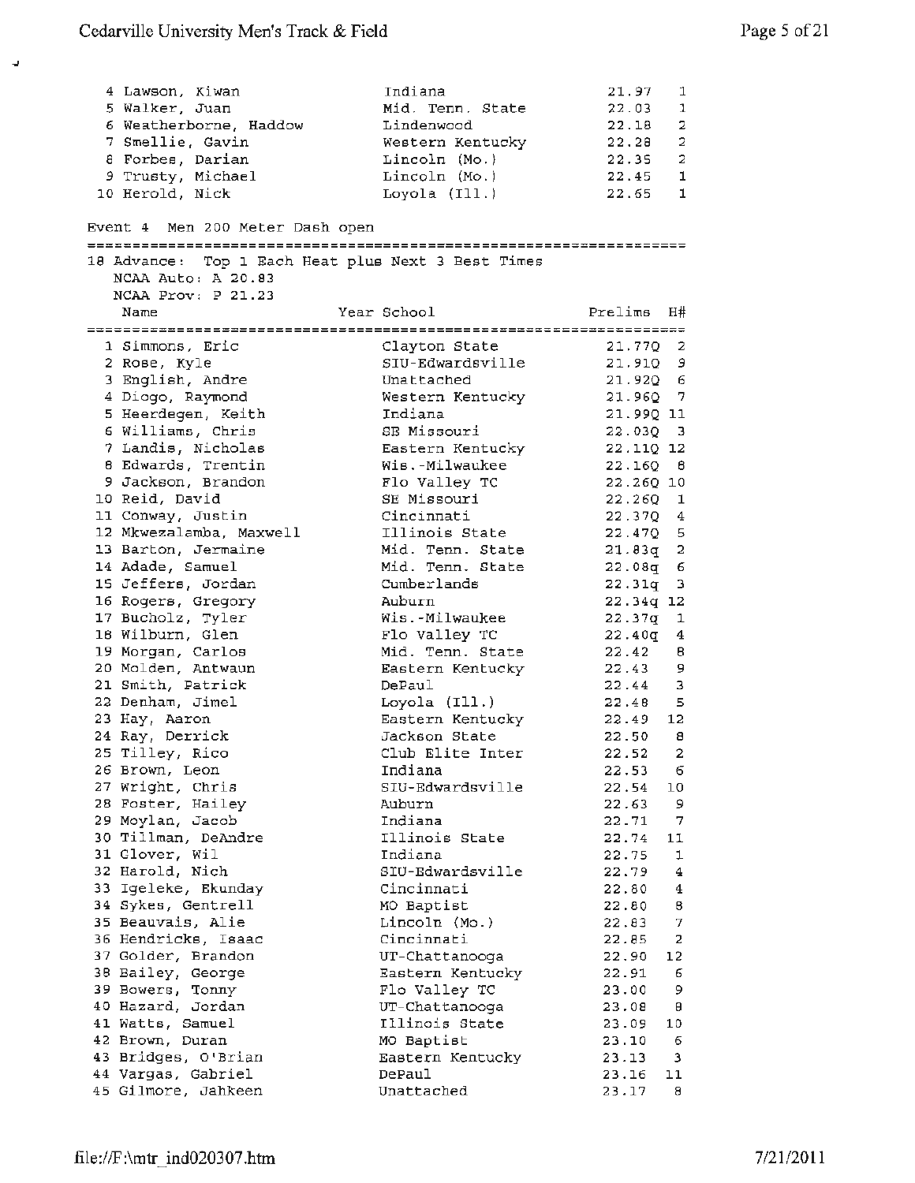| Place | Name | School | Time | H# |
|---|---|---|---|---|
| 4 | Lawson, Kiwan | Indiana | 21.97 | 1 |
| 5 | Walker, Juan | Mid. Tenn. State | 22.03 | 1 |
| 6 | Weatherborne, Haddow | Lindenwood | 22.18 | 2 |
| 7 | Smellie, Gavin | Western Kentucky | 22.28 | 2 |
| 8 | Forbes, Darian | Lincoln (Mo.) | 22.35 | 2 |
| 9 | Trusty, Michael | Lincoln (Mo.) | 22.45 | 1 |
| 10 | Herold, Nick | Loyola (Ill.) | 22.65 | 1 |

## Event 4 Men 200 Meter Dash open

18 Advance: Top 1 Each Heat plus Next 3 Best Times
NCAA Auto: A 20.83
NCAA Prov: P 21.23

| Place | Name | Year | School | Prelims | H# |
|---|---|---|---|---|---|
| 1 | Simmons, Eric | | Clayton State | 21.77Q | 2 |
| 2 | Rose, Kyle | | SIU-Edwardsville | 21.91Q | 9 |
| 3 | English, Andre | | Unattached | 21.92Q | 6 |
| 4 | Diogo, Raymond | | Western Kentucky | 21.96Q | 7 |
| 5 | Heerdegen, Keith | | Indiana | 21.99Q | 11 |
| 6 | Williams, Chris | | SE Missouri | 22.03Q | 3 |
| 7 | Landis, Nicholas | | Eastern Kentucky | 22.11Q | 12 |
| 8 | Edwards, Trentin | | Wis.-Milwaukee | 22.16Q | 8 |
| 9 | Jackson, Brandon | | Flo Valley TC | 22.26Q | 10 |
| 10 | Reid, David | | SE Missouri | 22.26Q | 1 |
| 11 | Conway, Justin | | Cincinnati | 22.37Q | 4 |
| 12 | Mkwezalamba, Maxwell | | Illinois State | 22.47Q | 5 |
| 13 | Barton, Jermaine | | Mid. Tenn. State | 21.83q | 2 |
| 14 | Adade, Samuel | | Mid. Tenn. State | 22.08q | 6 |
| 15 | Jeffers, Jordan | | Cumberlands | 22.31q | 3 |
| 16 | Rogers, Gregory | | Auburn | 22.34q | 12 |
| 17 | Bucholz, Tyler | | Wis.-Milwaukee | 22.37q | 1 |
| 18 | Wilburn, Glen | | Flo Valley TC | 22.40q | 4 |
| 19 | Morgan, Carlos | | Mid. Tenn. State | 22.42 | 8 |
| 20 | Molden, Antwaun | | Eastern Kentucky | 22.43 | 9 |
| 21 | Smith, Patrick | | DePaul | 22.44 | 3 |
| 22 | Denham, Jimel | | Loyola (Ill.) | 22.48 | 5 |
| 23 | Hay, Aaron | | Eastern Kentucky | 22.49 | 12 |
| 24 | Ray, Derrick | | Jackson State | 22.50 | 8 |
| 25 | Tilley, Rico | | Club Elite Inter | 22.52 | 2 |
| 26 | Brown, Leon | | Indiana | 22.53 | 6 |
| 27 | Wright, Chris | | SIU-Edwardsville | 22.54 | 10 |
| 28 | Foster, Hailey | | Auburn | 22.63 | 9 |
| 29 | Moylan, Jacob | | Indiana | 22.71 | 7 |
| 30 | Tillman, DeAndre | | Illinois State | 22.74 | 11 |
| 31 | Clover, Wil | | Indiana | 22.75 | 1 |
| 32 | Harold, Nich | | SIU-Edwardsville | 22.79 | 4 |
| 33 | Igeleke, Ekunday | | Cincinnati | 22.80 | 4 |
| 34 | Sykes, Gentrell | | MO Baptist | 22.80 | 8 |
| 35 | Beauvais, Alie | | Lincoln (Mo.) | 22.83 | 7 |
| 36 | Hendricks, Isaac | | Cincinnati | 22.85 | 2 |
| 37 | Golder, Brandon | | UT-Chattanooga | 22.90 | 12 |
| 38 | Bailey, George | | Eastern Kentucky | 22.91 | 6 |
| 39 | Bowers, Tonny | | Flo Valley TC | 23.00 | 9 |
| 40 | Hazard, Jordan | | UT-Chattanooga | 23.08 | 8 |
| 41 | Watts, Samuel | | Illinois State | 23.09 | 10 |
| 42 | Brown, Duran | | MO Baptist | 23.10 | 6 |
| 43 | Bridges, O'Brian | | Eastern Kentucky | 23.13 | 3 |
| 44 | Vargas, Gabriel | | DePaul | 23.16 | 11 |
| 45 | Gilmore, Jahkeen | | Unattached | 23.17 | 8 |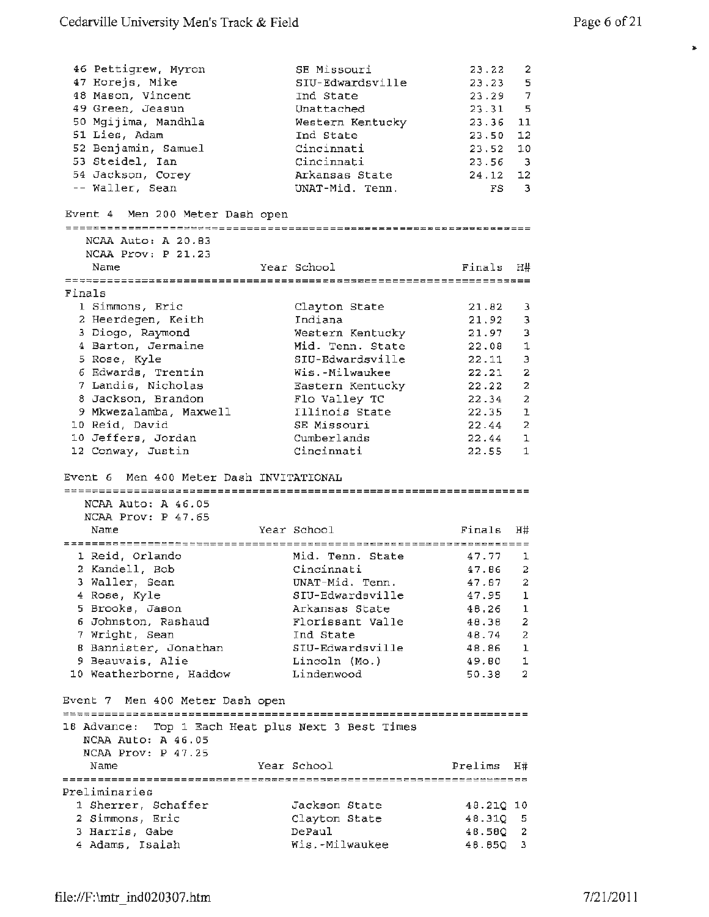| Place | Name | Year | School | Finals | H# |
|---|---|---|---|---|---|
| 46 | Pettigrew, Myron | | SE Missouri | 23.22 | 2 |
| 47 | Horejs, Mike | | SIU-Edwardsville | 23.23 | 5 |
| 48 | Mason, Vincent | | Ind State | 23.29 | 7 |
| 49 | Green, Jeasun | | Unattached | 23.31 | 5 |
| 50 | Mgijima, Mandhla | | Western Kentucky | 23.36 | 11 |
| 51 | Lies, Adam | | Ind State | 23.50 | 12 |
| 52 | Benjamin, Samuel | | Cincinnati | 23.52 | 10 |
| 53 | Steidel, Ian | | Cincinnati | 23.56 | 3 |
| 54 | Jackson, Corey | | Arkansas State | 24.12 | 12 |
| -- | Waller, Sean | | UNAT-Mid. Tenn. | FS | 3 |

## Event 4 Men 200 Meter Dash open

NCAA Auto: A 20.83
NCAA Prov: P 21.23

**Finals**

| Place | Name | Year | School | Finals | H# |
|---|---|---|---|---|---|
| 1 | Simmons, Eric | | Clayton State | 21.82 | 3 |
| 2 | Heerdegen, Keith | | Indiana | 21.92 | 3 |
| 3 | Diogo, Raymond | | Western Kentucky | 21.97 | 3 |
| 4 | Barton, Jermaine | | Mid. Tenn. State | 22.08 | 1 |
| 5 | Rose, Kyle | | SIU-Edwardsville | 22.11 | 3 |
| 6 | Edwards, Trentin | | Wis.-Milwaukee | 22.21 | 2 |
| 7 | Landis, Nicholas | | Eastern Kentucky | 22.22 | 2 |
| 8 | Jackson, Brandon | | Flo Valley TC | 22.34 | 2 |
| 9 | Mkwezalamba, Maxwell | | Illinois State | 22.35 | 1 |
| 10 | Reid, David | | SE Missouri | 22.44 | 2 |
| 10 | Jeffers, Jordan | | Cumberlands | 22.44 | 1 |
| 12 | Conway, Justin | | Cincinnati | 22.55 | 1 |

## Event 6 Men 400 Meter Dash INVITATIONAL

NCAA Auto: A 46.05
NCAA Prov: P 47.65

| Place | Name | Year | School | Finals | H# |
|---|---|---|---|---|---|
| 1 | Reid, Orlando | | Mid. Tenn. State | 47.77 | 1 |
| 2 | Kandell, Bob | | Cincinnati | 47.86 | 2 |
| 3 | Waller, Sean | | UNAT-Mid. Tenn. | 47.87 | 2 |
| 4 | Rose, Kyle | | SIU-Edwardsville | 47.95 | 1 |
| 5 | Brooks, Jason | | Arkansas State | 48.26 | 1 |
| 6 | Johnston, Rashaud | | Florissant Valle | 48.38 | 2 |
| 7 | Wright, Sean | | Ind State | 48.74 | 2 |
| 8 | Bannister, Jonathan | | SIU-Edwardsville | 48.86 | 1 |
| 9 | Beauvais, Alie | | Lincoln (Mo.) | 49.80 | 1 |
| 10 | Weatherborne, Haddow | | Lindenwood | 50.38 | 2 |

## Event 7 Men 400 Meter Dash open

18 Advance: Top 1 Each Heat plus Next 3 Best Times
NCAA Auto: A 46.05
NCAA Prov: P 47.25

**Preliminaries**

| Place | Name | Year | School | Prelims | H# |
|---|---|---|---|---|---|
| 1 | Sherrer, Schaffer | | Jackson State | 48.21Q | 10 |
| 2 | Simmons, Eric | | Clayton State | 48.31Q | 5 |
| 3 | Harris, Gabe | | DePaul | 48.58Q | 2 |
| 4 | Adams, Isaiah | | Wis.-Milwaukee | 48.85Q | 3 |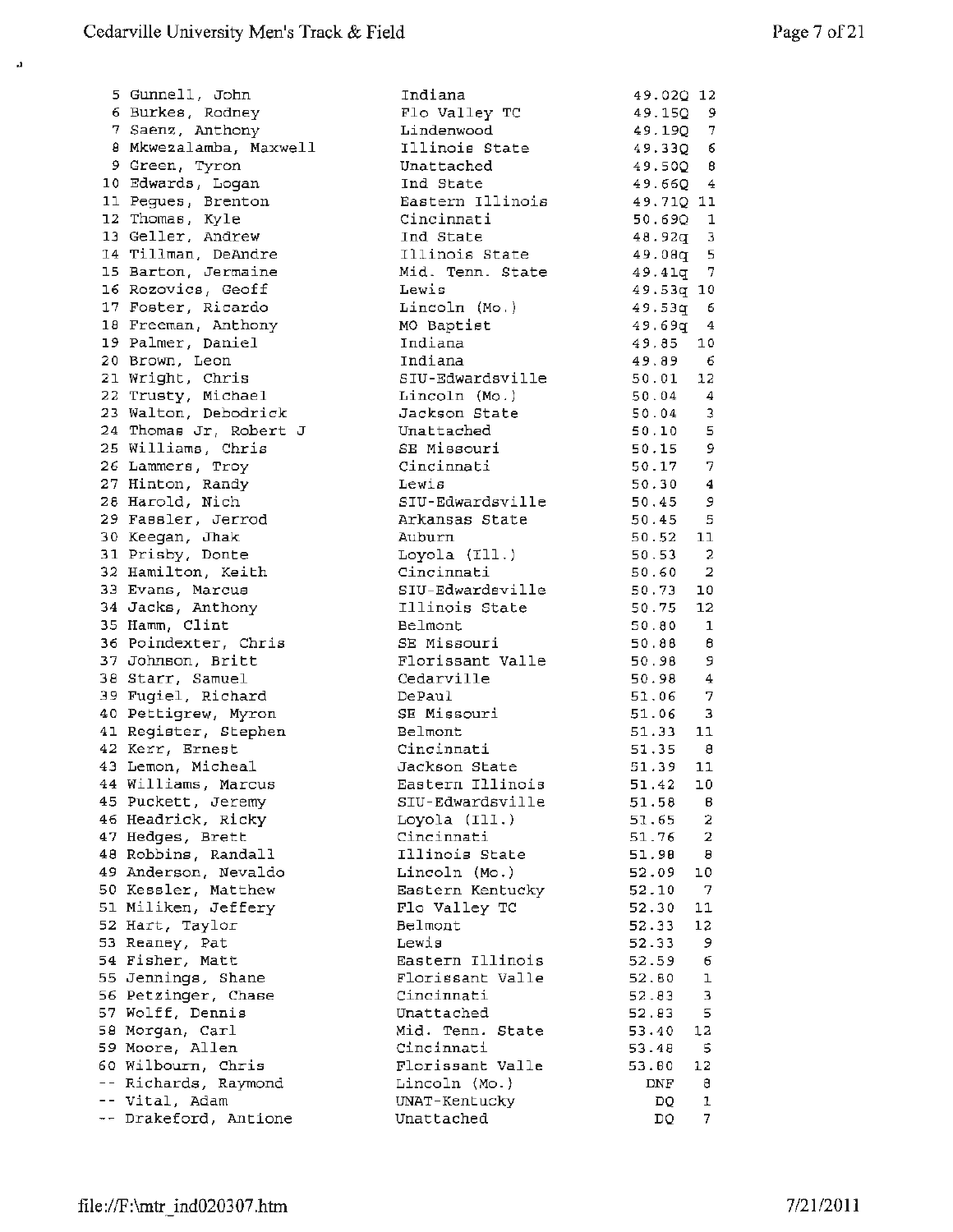| Place | Name | Team | Time | Heat |
|---|---|---|---|---|
| 5 | Gunnell, John | Indiana | 49.02Q | 12 |
| 6 | Burkes, Rodney | Flo Valley TC | 49.15Q | 9 |
| 7 | Saenz, Anthony | Lindenwood | 49.19Q | 7 |
| 8 | Mkwezalamba, Maxwell | Illinois State | 49.33Q | 6 |
| 9 | Green, Tyron | Unattached | 49.50Q | 8 |
| 10 | Edwards, Logan | Ind State | 49.66Q | 4 |
| 11 | Pegues, Brenton | Eastern Illinois | 49.71Q | 11 |
| 12 | Thomas, Kyle | Cincinnati | 50.69Q | 1 |
| 13 | Geller, Andrew | Ind State | 48.92q | 3 |
| 14 | Tillman, DeAndre | Illinois State | 49.08q | 5 |
| 15 | Barton, Jermaine | Mid. Tenn. State | 49.41q | 7 |
| 16 | Rozovics, Geoff | Lewis | 49.53q | 10 |
| 17 | Foster, Ricardo | Lincoln (Mo.) | 49.53q | 6 |
| 18 | Freeman, Anthony | MO Baptist | 49.69q | 4 |
| 19 | Palmer, Daniel | Indiana | 49.85 | 10 |
| 20 | Brown, Leon | Indiana | 49.89 | 6 |
| 21 | Wright, Chris | SIU-Edwardsville | 50.01 | 12 |
| 22 | Trusty, Michael | Lincoln (Mo.) | 50.04 | 4 |
| 23 | Walton, Debodrick | Jackson State | 50.04 | 3 |
| 24 | Thomas Jr, Robert J | Unattached | 50.10 | 5 |
| 25 | Williams, Chris | SE Missouri | 50.15 | 9 |
| 26 | Lammers, Troy | Cincinnati | 50.17 | 7 |
| 27 | Hinton, Randy | Lewis | 50.30 | 4 |
| 28 | Harold, Nich | SIU-Edwardsville | 50.45 | 9 |
| 29 | Fassler, Jerrod | Arkansas State | 50.45 | 5 |
| 30 | Keegan, Jhak | Auburn | 50.52 | 11 |
| 31 | Prisby, Donte | Loyola (Ill.) | 50.53 | 2 |
| 32 | Hamilton, Keith | Cincinnati | 50.60 | 2 |
| 33 | Evans, Marcus | SIU-Edwardsville | 50.73 | 10 |
| 34 | Jacks, Anthony | Illinois State | 50.75 | 12 |
| 35 | Hamm, Clint | Belmont | 50.80 | 1 |
| 36 | Poindexter, Chris | SE Missouri | 50.88 | 8 |
| 37 | Johnson, Britt | Florissant Valle | 50.98 | 9 |
| 38 | Starr, Samuel | Cedarville | 50.98 | 4 |
| 39 | Fugiel, Richard | DePaul | 51.06 | 7 |
| 40 | Pettigrew, Myron | SE Missouri | 51.06 | 3 |
| 41 | Register, Stephen | Belmont | 51.33 | 11 |
| 42 | Kerr, Ernest | Cincinnati | 51.35 | 8 |
| 43 | Lemon, Micheal | Jackson State | 51.39 | 11 |
| 44 | Williams, Marcus | Eastern Illinois | 51.42 | 10 |
| 45 | Puckett, Jeremy | SIU-Edwardsville | 51.58 | 8 |
| 46 | Headrick, Ricky | Loyola (Ill.) | 51.65 | 2 |
| 47 | Hedges, Brett | Cincinnati | 51.76 | 2 |
| 48 | Robbins, Randall | Illinois State | 51.98 | 8 |
| 49 | Anderson, Nevaldo | Lincoln (Mo.) | 52.09 | 10 |
| 50 | Kessler, Matthew | Eastern Kentucky | 52.10 | 7 |
| 51 | Miliken, Jeffery | Flo Valley TC | 52.30 | 11 |
| 52 | Hart, Taylor | Belmont | 52.33 | 12 |
| 53 | Reaney, Pat | Lewis | 52.33 | 9 |
| 54 | Fisher, Matt | Eastern Illinois | 52.59 | 6 |
| 55 | Jennings, Shane | Florissant Valle | 52.80 | 1 |
| 56 | Petzinger, Chase | Cincinnati | 52.83 | 3 |
| 57 | Wolff, Dennis | Unattached | 52.83 | 5 |
| 58 | Morgan, Carl | Mid. Tenn. State | 53.40 | 12 |
| 59 | Moore, Allen | Cincinnati | 53.48 | 5 |
| 60 | Wilbourn, Chris | Florissant Valle | 53.80 | 12 |
| -- | Richards, Raymond | Lincoln (Mo.) | DNF | 8 |
| -- | Vital, Adam | UNAT-Kentucky | DQ | 1 |
| -- | Drakeford, Antione | Unattached | DQ | 7 |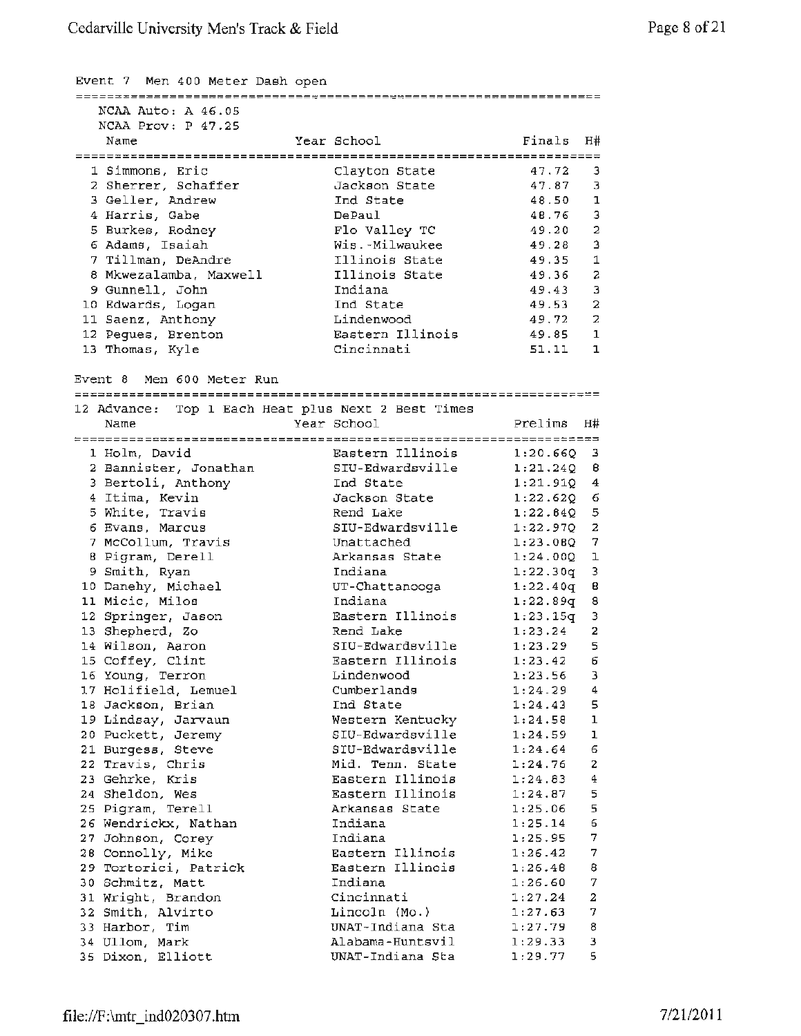## Event 7 Men 400 Meter Dash open

NCAA Auto: A 46.05
NCAA Prov: P 47.25

| | Name | Year | School | Finals | H# |
|---|---|---|---|---|---|
| 1 | Simmons, Eric | | Clayton State | 47.72 | 3 |
| 2 | Sherrer, Schaffer | | Jackson State | 47.87 | 3 |
| 3 | Geller, Andrew | | Ind State | 48.50 | 1 |
| 4 | Harris, Gabe | | DePaul | 48.76 | 3 |
| 5 | Burkes, Rodney | | Flo Valley TC | 49.20 | 2 |
| 6 | Adams, Isaiah | | Wis.-Milwaukee | 49.28 | 3 |
| 7 | Tillman, DeAndre | | Illinois State | 49.35 | 1 |
| 8 | Mkwezalamba, Maxwell | | Illinois State | 49.36 | 2 |
| 9 | Gunnell, John | | Indiana | 49.43 | 3 |
| 10 | Edwards, Logan | | Ind State | 49.53 | 2 |
| 11 | Saenz, Anthony | | Lindenwood | 49.72 | 2 |
| 12 | Pegues, Brenton | | Eastern Illinois | 49.85 | 1 |
| 13 | Thomas, Kyle | | Cincinnati | 51.11 | 1 |

## Event 8 Men 600 Meter Run

12 Advance: Top 1 Each Heat plus Next 2 Best Times

| | Name | Year | School | Prelims | H# |
|---|---|---|---|---|---|
| 1 | Holm, David | | Eastern Illinois | 1:20.66Q | 3 |
| 2 | Bannister, Jonathan | | SIU-Edwardsville | 1:21.24Q | 8 |
| 3 | Bertoli, Anthony | | Ind State | 1:21.91Q | 4 |
| 4 | Itima, Kevin | | Jackson State | 1:22.62Q | 6 |
| 5 | White, Travis | | Rend Lake | 1:22.84Q | 5 |
| 6 | Evans, Marcus | | SIU-Edwardsville | 1:22.97Q | 2 |
| 7 | McCollum, Travis | | Unattached | 1:23.08Q | 7 |
| 8 | Pigram, Derell | | Arkansas State | 1:24.00Q | 1 |
| 9 | Smith, Ryan | | Indiana | 1:22.30q | 3 |
| 10 | Danehy, Michael | | UT-Chattanooga | 1:22.40q | 8 |
| 11 | Micic, Milos | | Indiana | 1:22.89q | 8 |
| 12 | Springer, Jason | | Eastern Illinois | 1:23.15q | 3 |
| 13 | Shepherd, Zo | | Rend Lake | 1:23.24 | 2 |
| 14 | Wilson, Aaron | | SIU-Edwardsville | 1:23.29 | 5 |
| 15 | Coffey, Clint | | Eastern Illinois | 1:23.42 | 6 |
| 16 | Young, Terron | | Lindenwood | 1:23.56 | 3 |
| 17 | Holifield, Lemuel | | Cumberlands | 1:24.29 | 4 |
| 18 | Jackson, Brian | | Ind State | 1:24.43 | 5 |
| 19 | Lindsay, Jarvaun | | Western Kentucky | 1:24.58 | 1 |
| 20 | Puckett, Jeremy | | SIU-Edwardsville | 1:24.59 | 1 |
| 21 | Burgess, Steve | | SIU-Edwardsville | 1:24.64 | 6 |
| 22 | Travis, Chris | | Mid. Tenn. State | 1:24.76 | 2 |
| 23 | Gehrke, Kris | | Eastern Illinois | 1:24.83 | 4 |
| 24 | Sheldon, Wes | | Eastern Illinois | 1:24.87 | 5 |
| 25 | Pigram, Terell | | Arkansas State | 1:25.06 | 5 |
| 26 | Wendrickx, Nathan | | Indiana | 1:25.14 | 6 |
| 27 | Johnson, Corey | | Indiana | 1:25.95 | 7 |
| 28 | Connolly, Mike | | Eastern Illinois | 1:26.42 | 7 |
| 29 | Tortorici, Patrick | | Eastern Illinois | 1:26.48 | 8 |
| 30 | Schmitz, Matt | | Indiana | 1:26.60 | 7 |
| 31 | Wright, Brandon | | Cincinnati | 1:27.24 | 2 |
| 32 | Smith, Alvirto | | Lincoln (Mo.) | 1:27.63 | 7 |
| 33 | Harbor, Tim | | UNAT-Indiana Sta | 1:27.79 | 8 |
| 34 | Ullom, Mark | | Alabama-Huntsvil | 1:29.33 | 3 |
| 35 | Dixon, Elliott | | UNAT-Indiana Sta | 1:29.77 | 5 |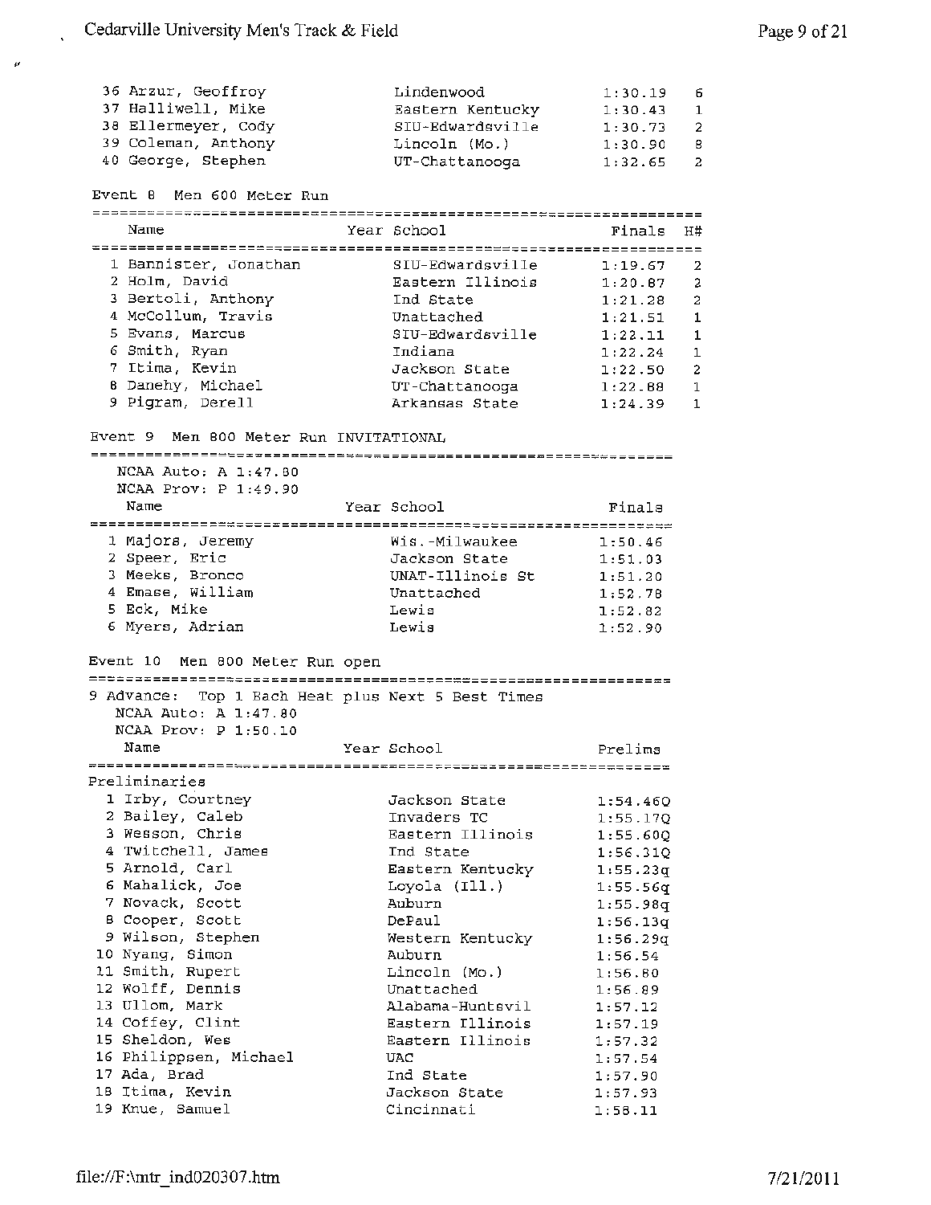| | Name | Year | School | Finals | H# |
|---|---|---|---|---|---|
| 36 | Arzur, Geoffroy | | Lindenwood | 1:30.19 | 6 |
| 37 | Halliwell, Mike | | Eastern Kentucky | 1:30.43 | 1 |
| 38 | Ellermeyer, Cody | | SIU-Edwardsville | 1:30.73 | 2 |
| 39 | Coleman, Anthony | | Lincoln (Mo.) | 1:30.90 | 8 |
| 40 | George, Stephen | | UT-Chattanooga | 1:32.65 | 2 |

## Event 8 Men 600 Meter Run

| | Name | Year | School | Finals | H# |
|---|---|---|---|---|---|
| 1 | Bannister, Jonathan | | SIU-Edwardsville | 1:19.67 | 2 |
| 2 | Holm, David | | Eastern Illinois | 1:20.87 | 2 |
| 3 | Bertoli, Anthony | | Ind State | 1:21.28 | 2 |
| 4 | McCollum, Travis | | Unattached | 1:21.51 | 1 |
| 5 | Evans, Marcus | | SIU-Edwardsville | 1:22.11 | 1 |
| 6 | Smith, Ryan | | Indiana | 1:22.24 | 1 |
| 7 | Itima, Kevin | | Jackson State | 1:22.50 | 2 |
| 8 | Danehy, Michael | | UT-Chattanooga | 1:22.88 | 1 |
| 9 | Pigram, Derell | | Arkansas State | 1:24.39 | 1 |

## Event 9 Men 800 Meter Run INVITATIONAL

NCAA Auto: A 1:47.80
NCAA Prov: P 1:49.90

| | Name | Year | School | Finals |
|---|---|---|---|---|
| 1 | Majors, Jeremy | | Wis.-Milwaukee | 1:50.46 |
| 2 | Speer, Eric | | Jackson State | 1:51.03 |
| 3 | Meeks, Bronco | | UNAT-Illinois St | 1:51.20 |
| 4 | Emase, William | | Unattached | 1:52.78 |
| 5 | Eck, Mike | | Lewis | 1:52.82 |
| 6 | Myers, Adrian | | Lewis | 1:52.90 |

## Event 10 Men 800 Meter Run open

9 Advance: Top 1 Each Heat plus Next 5 Best Times
NCAA Auto: A 1:47.80
NCAA Prov: P 1:50.10

**Preliminaries**

| | Name | Year | School | Prelims |
|---|---|---|---|---|
| 1 | Irby, Courtney | | Jackson State | 1:54.46Q |
| 2 | Bailey, Caleb | | Invaders TC | 1:55.17Q |
| 3 | Wesson, Chris | | Eastern Illinois | 1:55.60Q |
| 4 | Twitchell, James | | Ind State | 1:56.31Q |
| 5 | Arnold, Carl | | Eastern Kentucky | 1:55.23q |
| 6 | Mahalick, Joe | | Loyola (Ill.) | 1:55.56q |
| 7 | Novack, Scott | | Auburn | 1:55.98q |
| 8 | Cooper, Scott | | DePaul | 1:56.13q |
| 9 | Wilson, Stephen | | Western Kentucky | 1:56.29q |
| 10 | Nyang, Simon | | Auburn | 1:56.54 |
| 11 | Smith, Rupert | | Lincoln (Mo.) | 1:56.80 |
| 12 | Wolff, Dennis | | Unattached | 1:56.89 |
| 13 | Ullom, Mark | | Alabama-Huntsvil | 1:57.12 |
| 14 | Coffey, Clint | | Eastern Illinois | 1:57.19 |
| 15 | Sheldon, Wes | | Eastern Illinois | 1:57.32 |
| 16 | Philippsen, Michael | | UAC | 1:57.54 |
| 17 | Ada, Brad | | Ind State | 1:57.90 |
| 18 | Itima, Kevin | | Jackson State | 1:57.93 |
| 19 | Knue, Samuel | | Cincinnati | 1:58.11 |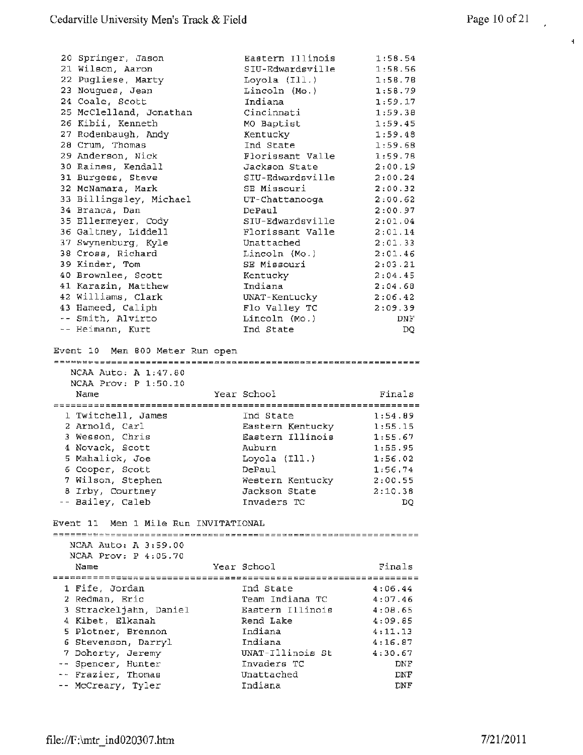| Place | Name | Year | School | Finals |
|---|---|---|---|---|
| 20 | Springer, Jason | | Eastern Illinois | 1:58.54 |
| 21 | Wilson, Aaron | | SIU-Edwardsville | 1:58.56 |
| 22 | Pugliese, Marty | | Loyola (Ill.) | 1:58.78 |
| 23 | Nougues, Jean | | Lincoln (Mo.) | 1:58.79 |
| 24 | Coale, Scott | | Indiana | 1:59.17 |
| 25 | McClelland, Jonathan | | Cincinnati | 1:59.38 |
| 26 | Kibii, Kenneth | | MO Baptist | 1:59.45 |
| 27 | Rodenbaugh, Andy | | Kentucky | 1:59.48 |
| 28 | Crum, Thomas | | Ind State | 1:59.68 |
| 29 | Anderson, Nick | | Florissant Valle | 1:59.78 |
| 30 | Raines, Kendall | | Jackson State | 2:00.19 |
| 31 | Burgess, Steve | | SIU-Edwardsville | 2:00.24 |
| 32 | McNamara, Mark | | SE Missouri | 2:00.32 |
| 33 | Billingsley, Michael | | UT-Chattanooga | 2:00.62 |
| 34 | Branca, Dan | | DePaul | 2:00.97 |
| 35 | Ellermeyer, Cody | | SIU-Edwardsville | 2:01.04 |
| 36 | Galtney, Liddell | | Florissant Valle | 2:01.14 |
| 37 | Swynenburg, Kyle | | Unattached | 2:01.33 |
| 38 | Cross, Richard | | Lincoln (Mo.) | 2:01.46 |
| 39 | Kinder, Tom | | SE Missouri | 2:03.21 |
| 40 | Brownlee, Scott | | Kentucky | 2:04.45 |
| 41 | Karazin, Matthew | | Indiana | 2:04.68 |
| 42 | Williams, Clark | | UNAT-Kentucky | 2:06.42 |
| 43 | Hameed, Caliph | | Flo Valley TC | 2:09.39 |
| -- | Smith, Alvirto | | Lincoln (Mo.) | DNF |
| -- | Heimann, Kurt | | Ind State | DQ |

## Event 10 Men 800 Meter Run open

NCAA Auto: A 1:47.80
NCAA Prov: P 1:50.10

| Place | Name | Year | School | Finals |
|---|---|---|---|---|
| 1 | Twitchell, James | | Ind State | 1:54.89 |
| 2 | Arnold, Carl | | Eastern Kentucky | 1:55.15 |
| 3 | Wesson, Chris | | Eastern Illinois | 1:55.67 |
| 4 | Novack, Scott | | Auburn | 1:55.95 |
| 5 | Mahalick, Joe | | Loyola (Ill.) | 1:56.02 |
| 6 | Cooper, Scott | | DePaul | 1:56.74 |
| 7 | Wilson, Stephen | | Western Kentucky | 2:00.55 |
| 8 | Irby, Courtney | | Jackson State | 2:10.38 |
| -- | Bailey, Caleb | | Invaders TC | DQ |

## Event 11 Men 1 Mile Run INVITATIONAL

NCAA Auto: A 3:59.00
NCAA Prov: P 4:05.70

| Place | Name | Year | School | Finals |
|---|---|---|---|---|
| 1 | Fife, Jordan | | Ind State | 4:06.44 |
| 2 | Redman, Eric | | Team Indiana TC | 4:07.46 |
| 3 | Strackeljahn, Daniel | | Eastern Illinois | 4:08.65 |
| 4 | Kibet, Elkanah | | Rend Lake | 4:09.85 |
| 5 | Plotner, Brennon | | Indiana | 4:11.13 |
| 6 | Stevenson, Darryl | | Indiana | 4:16.87 |
| 7 | Doherty, Jeremy | | UNAT-Illinois St | 4:30.67 |
| -- | Spencer, Hunter | | Invaders TC | DNF |
| -- | Frazier, Thomas | | Unattached | DNF |
| -- | McCreary, Tyler | | Indiana | DNF |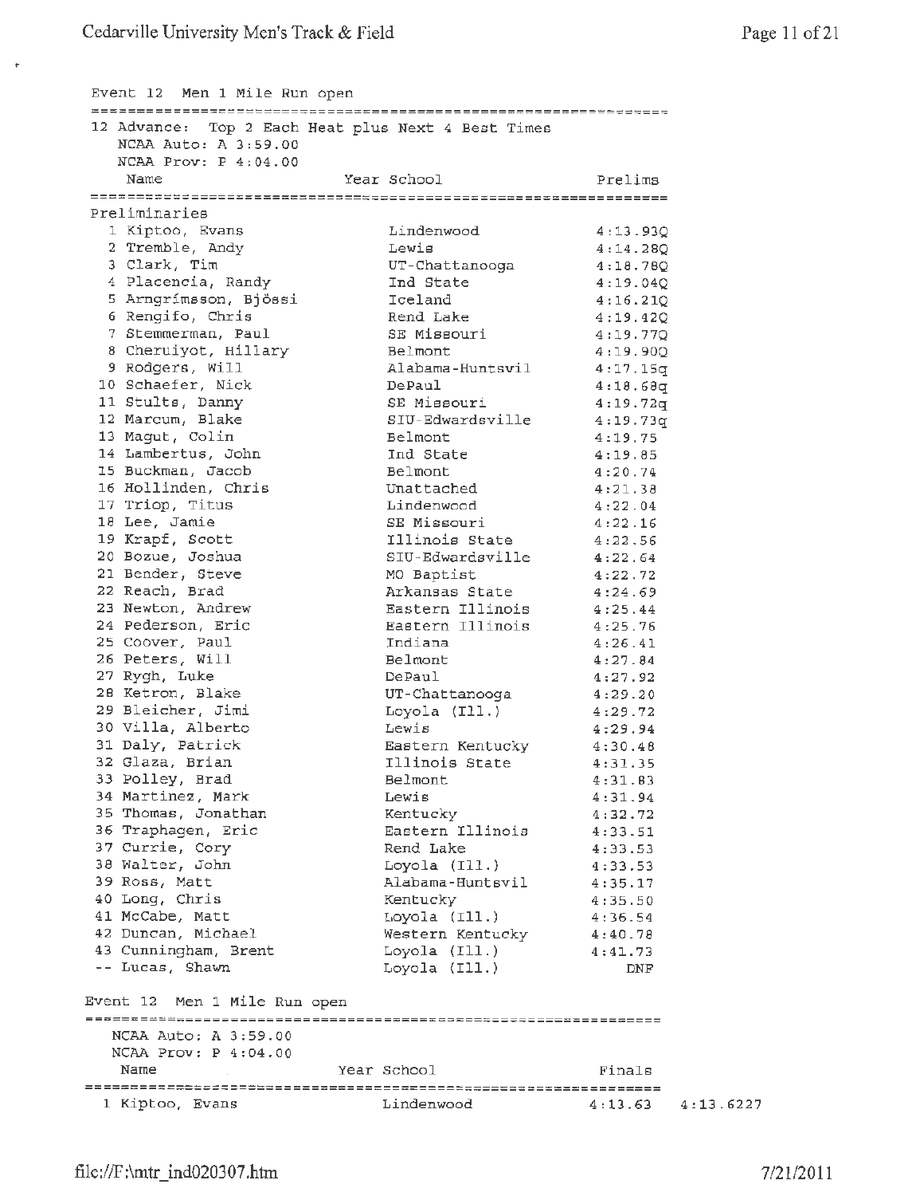## Event 12 Men 1 Mile Run open

12 Advance: Top 2 Each Heat plus Next 4 Best Times
NCAA Auto: A 3:59.00
NCAA Prov: P 4:04.00

| | Name | Year | School | Prelims |
|---|---|---|---|---|
| **Preliminaries** | | | | |
| 1 | Kiptoo, Evans | | Lindenwood | 4:13.93Q |
| 2 | Tremble, Andy | | Lewis | 4:14.28Q |
| 3 | Clark, Tim | | UT-Chattanooga | 4:18.78Q |
| 4 | Placencia, Randy | | Ind State | 4:19.04Q |
| 5 | Arngrímsson, Bjössi | | Iceland | 4:16.21Q |
| 6 | Rengifo, Chris | | Rend Lake | 4:19.42Q |
| 7 | Stemmerman, Paul | | SE Missouri | 4:19.77Q |
| 8 | Cheruiyot, Hillary | | Belmont | 4:19.90Q |
| 9 | Rodgers, Will | | Alabama-Huntsvil | 4:17.15q |
| 10 | Schaefer, Nick | | DePaul | 4:18.68q |
| 11 | Stults, Danny | | SE Missouri | 4:19.72q |
| 12 | Marcum, Blake | | SIU-Edwardsville | 4:19.73q |
| 13 | Magut, Colin | | Belmont | 4:19.75 |
| 14 | Lambertus, John | | Ind State | 4:19.85 |
| 15 | Buckman, Jacob | | Belmont | 4:20.74 |
| 16 | Hollinden, Chris | | Unattached | 4:21.38 |
| 17 | Triop, Titus | | Lindenwood | 4:22.04 |
| 18 | Lee, Jamie | | SE Missouri | 4:22.16 |
| 19 | Krapf, Scott | | Illinois State | 4:22.56 |
| 20 | Bozue, Joshua | | SIU-Edwardsville | 4:22.64 |
| 21 | Bender, Steve | | MO Baptist | 4:22.72 |
| 22 | Reach, Brad | | Arkansas State | 4:24.69 |
| 23 | Newton, Andrew | | Eastern Illinois | 4:25.44 |
| 24 | Pederson, Eric | | Eastern Illinois | 4:25.76 |
| 25 | Coover, Paul | | Indiana | 4:26.41 |
| 26 | Peters, Will | | Belmont | 4:27.84 |
| 27 | Rygh, Luke | | DePaul | 4:27.92 |
| 28 | Ketron, Blake | | UT-Chattanooga | 4:29.20 |
| 29 | Bleicher, Jimi | | Loyola (Ill.) | 4:29.72 |
| 30 | Villa, Alberto | | Lewis | 4:29.94 |
| 31 | Daly, Patrick | | Eastern Kentucky | 4:30.48 |
| 32 | Glaza, Brian | | Illinois State | 4:31.35 |
| 33 | Polley, Brad | | Belmont | 4:31.83 |
| 34 | Martinez, Mark | | Lewis | 4:31.94 |
| 35 | Thomas, Jonathan | | Kentucky | 4:32.72 |
| 36 | Traphagen, Eric | | Eastern Illinois | 4:33.51 |
| 37 | Currie, Cory | | Rend Lake | 4:33.53 |
| 38 | Walter, John | | Loyola (Ill.) | 4:33.53 |
| 39 | Ross, Matt | | Alabama-Huntsvil | 4:35.17 |
| 40 | Long, Chris | | Kentucky | 4:35.50 |
| 41 | McCabe, Matt | | Loyola (Ill.) | 4:36.54 |
| 42 | Duncan, Michael | | Western Kentucky | 4:40.78 |
| 43 | Cunningham, Brent | | Loyola (Ill.) | 4:41.73 |
| -- | Lucas, Shawn | | Loyola (Ill.) | DNF |

## Event 12 Men 1 Mile Run open

NCAA Auto: A 3:59.00
NCAA Prov: P 4:04.00

| | Name | Year | School | Finals | |
|---|---|---|---|---|---|
| 1 | Kiptoo, Evans | | Lindenwood | 4:13.63 | 4:13.6227 |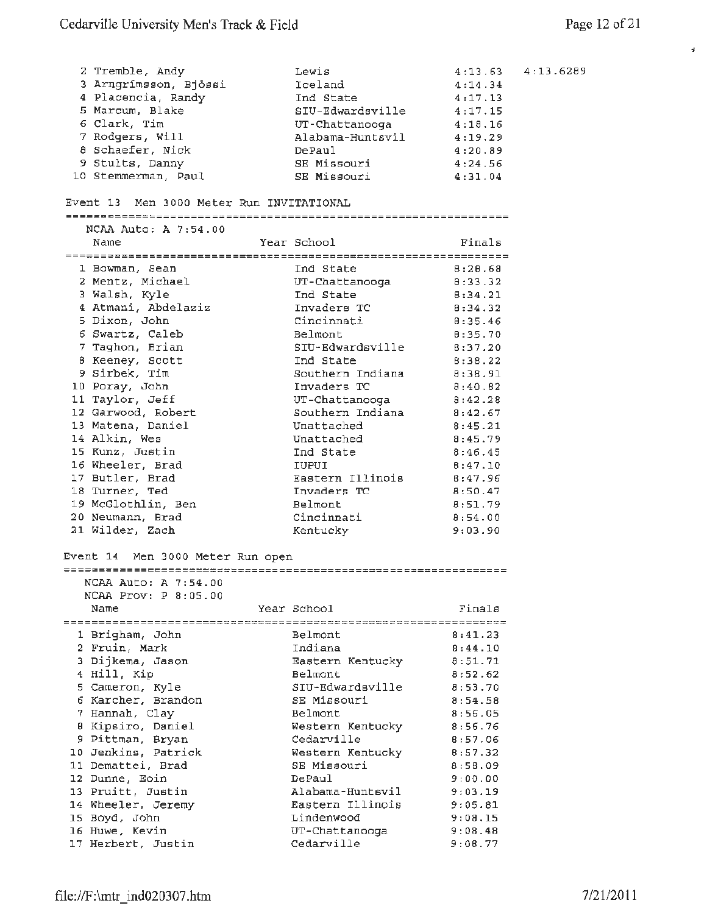| Place | Name | School | Finals | |
|---|---|---|---|---|
| 2 | Tremble, Andy | Lewis | 4:13.63 | 4:13.6289 |
| 3 | Arngrímsson, Bjössi | Iceland | 4:14.34 | |
| 4 | Placencia, Randy | Ind State | 4:17.13 | |
| 5 | Marcum, Blake | SIU-Edwardsville | 4:17.15 | |
| 6 | Clark, Tim | UT-Chattanooga | 4:18.16 | |
| 7 | Rodgers, Will | Alabama-Huntsvil | 4:19.29 | |
| 8 | Schaefer, Nick | DePaul | 4:20.89 | |
| 9 | Stults, Danny | SE Missouri | 4:24.56 | |
| 10 | Stemmerman, Paul | SE Missouri | 4:31.04 | |

## Event 13 Men 3000 Meter Run INVITATIONAL

NCAA Auto: A 7:54.00

| Place | Name | Year | School | Finals |
|---|---|---|---|---|
| 1 | Bowman, Sean | | Ind State | 8:28.68 |
| 2 | Mentz, Michael | | UT-Chattanooga | 8:33.32 |
| 3 | Walsh, Kyle | | Ind State | 8:34.21 |
| 4 | Atmani, Abdelaziz | | Invaders TC | 8:34.32 |
| 5 | Dixon, John | | Cincinnati | 8:35.46 |
| 6 | Swartz, Caleb | | Belmont | 8:35.70 |
| 7 | Taghon, Brian | | SIU-Edwardsville | 8:37.20 |
| 8 | Keeney, Scott | | Ind State | 8:38.22 |
| 9 | Sirbek, Tim | | Southern Indiana | 8:38.91 |
| 10 | Poray, John | | Invaders TC | 8:40.82 |
| 11 | Taylor, Jeff | | UT-Chattanooga | 8:42.28 |
| 12 | Garwood, Robert | | Southern Indiana | 8:42.67 |
| 13 | Matena, Daniel | | Unattached | 8:45.21 |
| 14 | Alkin, Wes | | Unattached | 8:45.79 |
| 15 | Kunz, Justin | | Ind State | 8:46.45 |
| 16 | Wheeler, Brad | | IUPUI | 8:47.10 |
| 17 | Butler, Brad | | Eastern Illinois | 8:47.96 |
| 18 | Turner, Ted | | Invaders TC | 8:50.47 |
| 19 | McGlothlin, Ben | | Belmont | 8:51.79 |
| 20 | Neumann, Brad | | Cincinnati | 8:54.00 |
| 21 | Wilder, Zach | | Kentucky | 9:03.90 |

## Event 14 Men 3000 Meter Run open

NCAA Auto: A 7:54.00
NCAA Prov: P 8:05.00

| Place | Name | Year | School | Finals |
|---|---|---|---|---|
| 1 | Brigham, John | | Belmont | 8:41.23 |
| 2 | Fruin, Mark | | Indiana | 8:44.10 |
| 3 | Dijkema, Jason | | Eastern Kentucky | 8:51.71 |
| 4 | Hill, Kip | | Belmont | 8:52.62 |
| 5 | Cameron, Kyle | | SIU-Edwardsville | 8:53.70 |
| 6 | Karcher, Brandon | | SE Missouri | 8:54.58 |
| 7 | Hannah, Clay | | Belmont | 8:56.05 |
| 8 | Kipsiro, Daniel | | Western Kentucky | 8:56.76 |
| 9 | Pittman, Bryan | | Cedarville | 8:57.06 |
| 10 | Jenkins, Patrick | | Western Kentucky | 8:57.32 |
| 11 | Demattei, Brad | | SE Missouri | 8:58.09 |
| 12 | Dunne, Eoin | | DePaul | 9:00.00 |
| 13 | Pruitt, Justin | | Alabama-Huntsvil | 9:03.19 |
| 14 | Wheeler, Jeremy | | Eastern Illinois | 9:05.81 |
| 15 | Boyd, John | | Lindenwood | 9:08.15 |
| 16 | Huwe, Kevin | | UT-Chattanooga | 9:08.48 |
| 17 | Herbert, Justin | | Cedarville | 9:08.77 |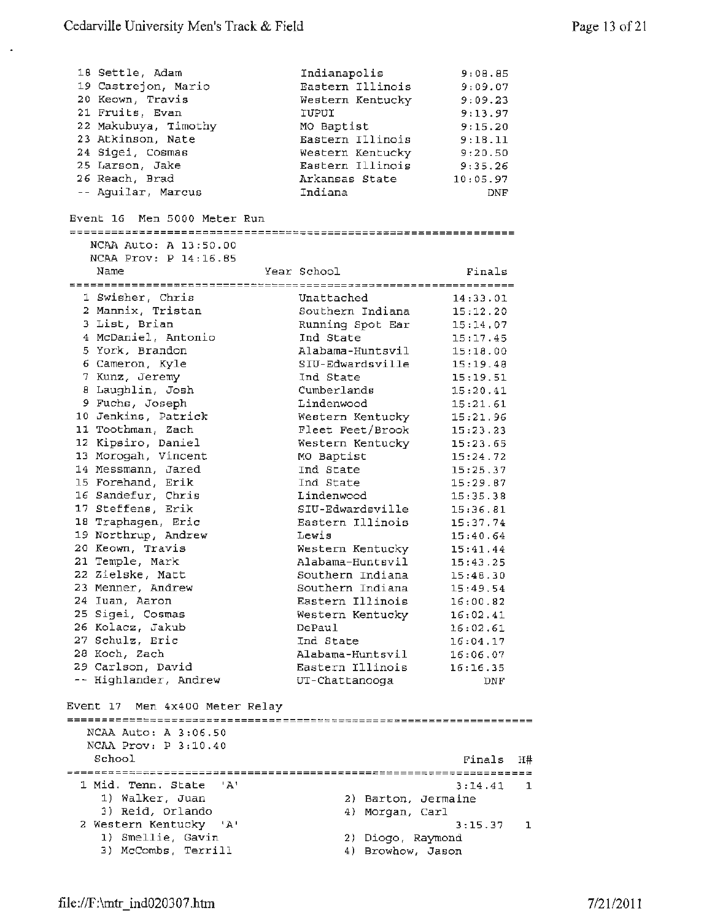| Place | Name | School | Finals |
|---|---|---|---|
| 18 | Settle, Adam | Indianapolis | 9:08.85 |
| 19 | Castrejon, Mario | Eastern Illinois | 9:09.07 |
| 20 | Keown, Travis | Western Kentucky | 9:09.23 |
| 21 | Fruits, Evan | IUPUI | 9:13.97 |
| 22 | Makubuya, Timothy | MO Baptist | 9:15.20 |
| 23 | Atkinson, Nate | Eastern Illinois | 9:18.11 |
| 24 | Sigei, Cosmas | Western Kentucky | 9:20.50 |
| 25 | Larson, Jake | Eastern Illinois | 9:35.26 |
| 26 | Reach, Brad | Arkansas State | 10:05.97 |
| -- | Aguilar, Marcus | Indiana | DNF |

## Event 16 Men 5000 Meter Run

NCAA Auto: A 13:50.00
NCAA Prov: P 14:16.85

| Place | Name | Year | School | Finals |
|---|---|---|---|---|
| 1 | Swisher, Chris | | Unattached | 14:33.01 |
| 2 | Mannix, Tristan | | Southern Indiana | 15:12.20 |
| 3 | List, Brian | | Running Spot Ear | 15:14.07 |
| 4 | McDaniel, Antonio | | Ind State | 15:17.45 |
| 5 | York, Brandon | | Alabama-Huntsvil | 15:18.00 |
| 6 | Cameron, Kyle | | SIU-Edwardsville | 15:19.48 |
| 7 | Kunz, Jeremy | | Ind State | 15:19.51 |
| 8 | Laughlin, Josh | | Cumberlands | 15:20.41 |
| 9 | Fuchs, Joseph | | Lindenwood | 15:21.61 |
| 10 | Jenkins, Patrick | | Western Kentucky | 15:21.96 |
| 11 | Toothman, Zach | | Fleet Feet/Brook | 15:23.23 |
| 12 | Kipsiro, Daniel | | Western Kentucky | 15:23.65 |
| 13 | Morogah, Vincent | | MO Baptist | 15:24.72 |
| 14 | Messmann, Jared | | Ind State | 15:25.37 |
| 15 | Forehand, Erik | | Ind State | 15:29.87 |
| 16 | Sandefur, Chris | | Lindenwood | 15:35.38 |
| 17 | Steffens, Erik | | SIU-Edwardsville | 15:36.81 |
| 18 | Traphagen, Eric | | Eastern Illinois | 15:37.74 |
| 19 | Northrup, Andrew | | Lewis | 15:40.64 |
| 20 | Keown, Travis | | Western Kentucky | 15:41.44 |
| 21 | Temple, Mark | | Alabama-Huntsvil | 15:43.25 |
| 22 | Zielske, Matt | | Southern Indiana | 15:48.30 |
| 23 | Menner, Andrew | | Southern Indiana | 15:49.54 |
| 24 | Iuan, Aaron | | Eastern Illinois | 16:00.82 |
| 25 | Sigei, Cosmas | | Western Kentucky | 16:02.41 |
| 26 | Kolacz, Jakub | | DePaul | 16:02.61 |
| 27 | Schulz, Eric | | Ind State | 16:04.17 |
| 28 | Koch, Zach | | Alabama-Huntsvil | 16:06.07 |
| 29 | Carlson, David | | Eastern Illinois | 16:16.35 |
| -- | Highlander, Andrew | | UT-Chattanooga | DNF |

## Event 17 Men 4x400 Meter Relay

NCAA Auto: A 3:06.50
NCAA Prov: P 3:10.40

| Place | School | Finals | H# |
|---|---|---|---|
| 1 | Mid. Tenn. State 'A' | 3:14.41 | 1 |
| | 1) Walker, Juan; 2) Barton, Jermaine; 3) Reid, Orlando; 4) Morgan, Carl | | |
| 2 | Western Kentucky 'A' | 3:15.37 | 1 |
| | 1) Smellie, Gavin; 2) Diogo, Raymond; 3) McCombs, Terrill; 4) Browhow, Jason | | |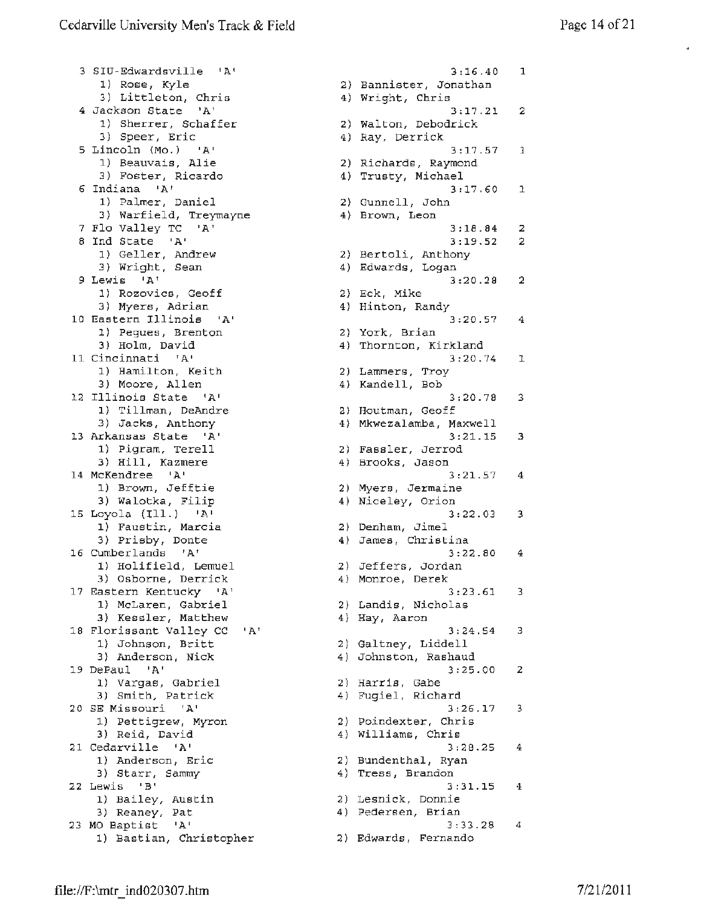```
  3 SIU-Edwardsville  'A'                               3:16.40   1
     1) Rose, Kyle                      2) Bannister, Jonathan
     3) Littleton, Chris                4) Wright, Chris
  4 Jackson State  'A'                                  3:17.21   2
     1) Sherrer, Schaffer               2) Walton, Debodrick
     3) Speer, Eric                     4) Ray, Derrick
  5 Lincoln (Mo.)  'A'                                  3:17.57   1
     1) Beauvais, Alie                  2) Richards, Raymond
     3) Foster, Ricardo                 4) Trusty, Michael
  6 Indiana  'A'                                        3:17.60   1
     1) Palmer, Daniel                  2) Gunnell, John
     3) Warfield, Treymayne             4) Brown, Leon
  7 Flo Valley TC  'A'                                  3:18.84   2
  8 Ind State  'A'                                      3:19.52   2
     1) Geller, Andrew                  2) Bertoli, Anthony
     3) Wright, Sean                    4) Edwards, Logan
  9 Lewis  'A'                                          3:20.28   2
     1) Rozovics, Geoff                 2) Eck, Mike
     3) Myers, Adrian                   4) Hinton, Randy
 10 Eastern Illinois  'A'                               3:20.57   4
     1) Pegues, Brenton                 2) York, Brian
     3) Holm, David                     4) Thornton, Kirkland
 11 Cincinnati  'A'                                     3:20.74   1
     1) Hamilton, Keith                 2) Lammers, Troy
     3) Moore, Allen                    4) Kandell, Bob
 12 Illinois State  'A'                                 3:20.78   3
     1) Tillman, DeAndre                2) Houtman, Geoff
     3) Jacks, Anthony                  4) Mkwezalamba, Maxwell
 13 Arkansas State  'A'                                 3:21.15   3
     1) Pigram, Terell                  2) Fassler, Jerrod
     3) Hill, Kazmere                   4) Brooks, Jason
 14 McKendree  'A'                                      3:21.57   4
     1) Brown, Jefftie                  2) Myers, Jermaine
     3) Walotka, Filip                  4) Niceley, Orion
 15 Loyola (Ill.)  'A'                                  3:22.03   3
     1) Faustin, Marcia                 2) Denham, Jimel
     3) Prisby, Donte                   4) James, Christina
 16 Cumberlands  'A'                                    3:22.80   4
     1) Holifield, Lemuel               2) Jeffers, Jordan
     3) Osborne, Derrick                4) Monroe, Derek
 17 Eastern Kentucky  'A'                               3:23.61   3
     1) McLaren, Gabriel                2) Landis, Nicholas
     3) Kessler, Matthew                4) Hay, Aaron
 18 Florissant Valley CC  'A'                           3:24.54   3
     1) Johnson, Britt                  2) Galtney, Liddell
     3) Anderson, Nick                  4) Johnston, Rashaud
 19 DePaul  'A'                                         3:25.00   2
     1) Vargas, Gabriel                 2) Harris, Gabe
     3) Smith, Patrick                  4) Fugiel, Richard
 20 SE Missouri  'A'                                    3:26.17   3
     1) Pettigrew, Myron                2) Poindexter, Chris
     3) Reid, David                     4) Williams, Chris
 21 Cedarville  'A'                                     3:28.25   4
     1) Anderson, Eric                  2) Bundenthal, Ryan
     3) Starr, Sammy                    4) Tress, Brandon
 22 Lewis  'B'                                          3:31.15   4
     1) Bailey, Austin                  2) Lesnick, Donnie
     3) Reaney, Pat                     4) Pedersen, Brian
 23 MO Baptist  'A'                                     3:33.28   4
     1) Bastian, Christopher            2) Edwards, Fernando
```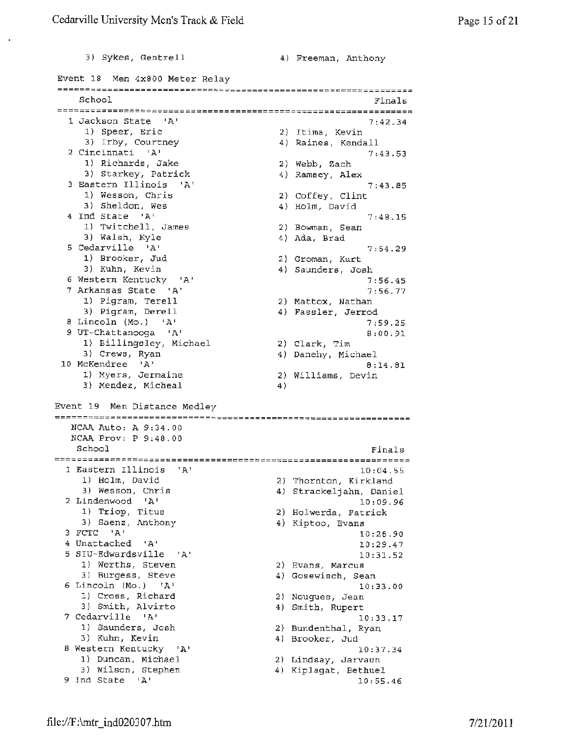3) Sykes, Gentrell    4) Freeman, Anthony

### Event 18 Men 4x800 Meter Relay

| School | Finals |
|---|---|
| 1 Jackson State 'A' | 7:42.34 |
| 1) Speer, Eric 2) Itima, Kevin 3) Irby, Courtney 4) Raines, Kendall | |
| 2 Cincinnati 'A' | 7:43.53 |
| 1) Richards, Jake 2) Webb, Zach 3) Starkey, Patrick 4) Ramsey, Alex | |
| 3 Eastern Illinois 'A' | 7:43.85 |
| 1) Wesson, Chris 2) Coffey, Clint 3) Sheldon, Wes 4) Holm, David | |
| 4 Ind State 'A' | 7:48.15 |
| 1) Twitchell, James 2) Bowman, Sean 3) Walsh, Kyle 4) Ada, Brad | |
| 5 Cedarville 'A' | 7:54.29 |
| 1) Brooker, Jud 2) Groman, Kurt 3) Kuhn, Kevin 4) Saunders, Josh | |
| 6 Western Kentucky 'A' | 7:56.45 |
| 7 Arkansas State 'A' | 7:56.77 |
| 1) Pigram, Terell 2) Mattox, Nathan 3) Pigram, Derell 4) Fassler, Jerrod | |
| 8 Lincoln (Mo.) 'A' | 7:59.25 |
| 9 UT-Chattanooga 'A' | 8:00.91 |
| 1) Billingsley, Michael 2) Clark, Tim 3) Crews, Ryan 4) Danehy, Michael | |
| 10 McKendree 'A' | 8:14.81 |
| 1) Myers, Jermaine 2) Williams, Devin 3) Mendez, Micheal 4) | |

### Event 19 Men Distance Medley

NCAA Auto: A 9:34.00
NCAA Prov: P 9:48.00

| School | Finals |
|---|---|
| 1 Eastern Illinois 'A' | 10:04.55 |
| 1) Holm, David 2) Thornton, Kirkland 3) Wesson, Chris 4) Strackeljahn, Daniel | |
| 2 Lindenwood 'A' | 10:09.96 |
| 1) Triop, Titus 2) Holwerda, Patrick 3) Saenz, Anthony 4) Kiptoo, Evans | |
| 3 FCTC 'A' | 10:28.90 |
| 4 Unattached 'A' | 10:29.47 |
| 5 SIU-Edwardsville 'A' | 10:31.52 |
| 1) Werths, Steven 2) Evans, Marcus 3) Burgess, Steve 4) Gosewisch, Sean | |
| 6 Lincoln (Mo.) 'A' | 10:33.00 |
| 1) Cross, Richard 2) Nougues, Jean 3) Smith, Alvirto 4) Smith, Rupert | |
| 7 Cedarville 'A' | 10:33.17 |
| 1) Saunders, Josh 2) Bundenthal, Ryan 3) Kuhn, Kevin 4) Brooker, Jud | |
| 8 Western Kentucky 'A' | 10:37.34 |
| 1) Duncan, Michael 2) Lindsay, Jarvaun 3) Wilson, Stephen 4) Kiplagat, Bethuel | |
| 9 Ind State 'A' | 10:55.46 |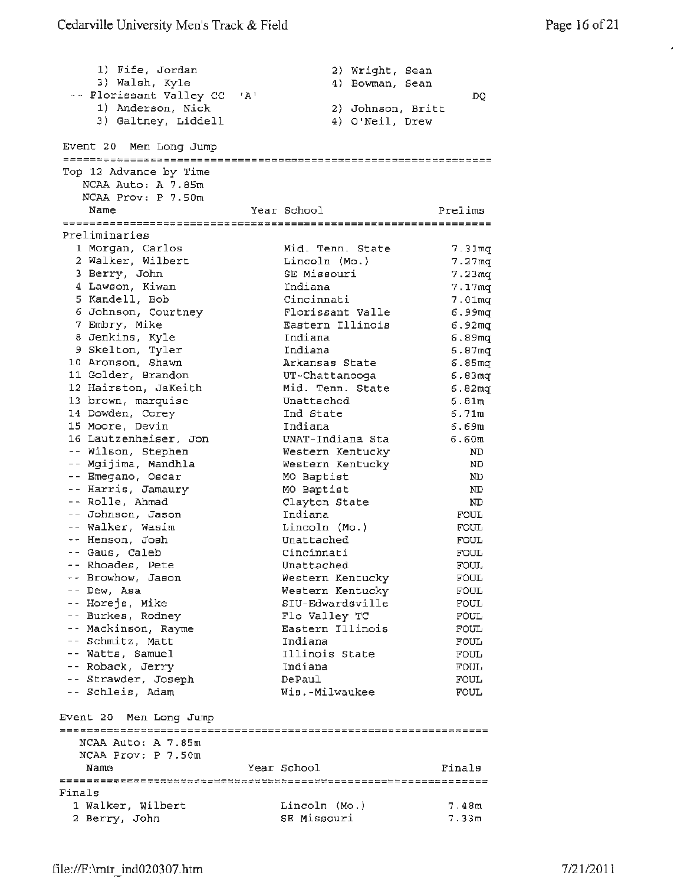1) Fife, Jordan
2) Wright, Sean
3) Walsh, Kyle
4) Bowman, Sean

-- Florissant Valley CC 'A' — DQ

1) Anderson, Nick
2) Johnson, Britt
3) Galtney, Liddell
4) O'Neil, Drew

## Event 20 Men Long Jump

Top 12 Advance by Time
NCAA Auto: A 7.85m
NCAA Prov: P 7.50m

| | Name | Year School | Prelims |
|---|---|---|---|
| **Preliminaries** | | | |
| 1 | Morgan, Carlos | Mid. Tenn. State | 7.31mq |
| 2 | Walker, Wilbert | Lincoln (Mo.) | 7.27mq |
| 3 | Berry, John | SE Missouri | 7.23mq |
| 4 | Lawson, Kiwan | Indiana | 7.17mq |
| 5 | Kandell, Bob | Cincinnati | 7.01mq |
| 6 | Johnson, Courtney | Florissant Valle | 6.99mq |
| 7 | Embry, Mike | Eastern Illinois | 6.92mq |
| 8 | Jenkins, Kyle | Indiana | 6.89mq |
| 9 | Skelton, Tyler | Indiana | 6.87mq |
| 10 | Aronson, Shawn | Arkansas State | 6.85mq |
| 11 | Golder, Brandon | UT-Chattanooga | 6.83mq |
| 12 | Hairston, JaKeith | Mid. Tenn. State | 6.82mq |
| 13 | brown, marquise | Unattached | 6.81m |
| 14 | Dowden, Corey | Ind State | 6.71m |
| 15 | Moore, Devin | Indiana | 6.69m |
| 16 | Lautzenheiser, Jon | UNAT-Indiana Sta | 6.60m |
| -- | Wilson, Stephen | Western Kentucky | ND |
| -- | Mgijima, Mandhla | Western Kentucky | ND |
| -- | Emegano, Oscar | MO Baptist | ND |
| -- | Harris, Jamaury | MO Baptist | ND |
| -- | Rolle, Ahmad | Clayton State | ND |
| -- | Johnson, Jason | Indiana | FOUL |
| -- | Walker, Wasim | Lincoln (Mo.) | FOUL |
| -- | Henson, Josh | Unattached | FOUL |
| -- | Gaus, Caleb | Cincinnati | FOUL |
| -- | Rhoades, Pete | Unattached | FOUL |
| -- | Browhow, Jason | Western Kentucky | FOUL |
| -- | Dew, Asa | Western Kentucky | FOUL |
| -- | Horejs, Mike | SIU-Edwardsville | FOUL |
| -- | Burkes, Rodney | Flo Valley TC | FOUL |
| -- | Mackinson, Rayme | Eastern Illinois | FOUL |
| -- | Schmitz, Matt | Indiana | FOUL |
| -- | Watts, Samuel | Illinois State | FOUL |
| -- | Roback, Jerry | Indiana | FOUL |
| -- | Strawder, Joseph | DePaul | FOUL |
| -- | Schleis, Adam | Wis.-Milwaukee | FOUL |

## Event 20 Men Long Jump

NCAA Auto: A 7.85m
NCAA Prov: P 7.50m

| | Name | Year School | Finals |
|---|---|---|---|
| **Finals** | | | |
| 1 | Walker, Wilbert | Lincoln (Mo.) | 7.48m |
| 2 | Berry, John | SE Missouri | 7.33m |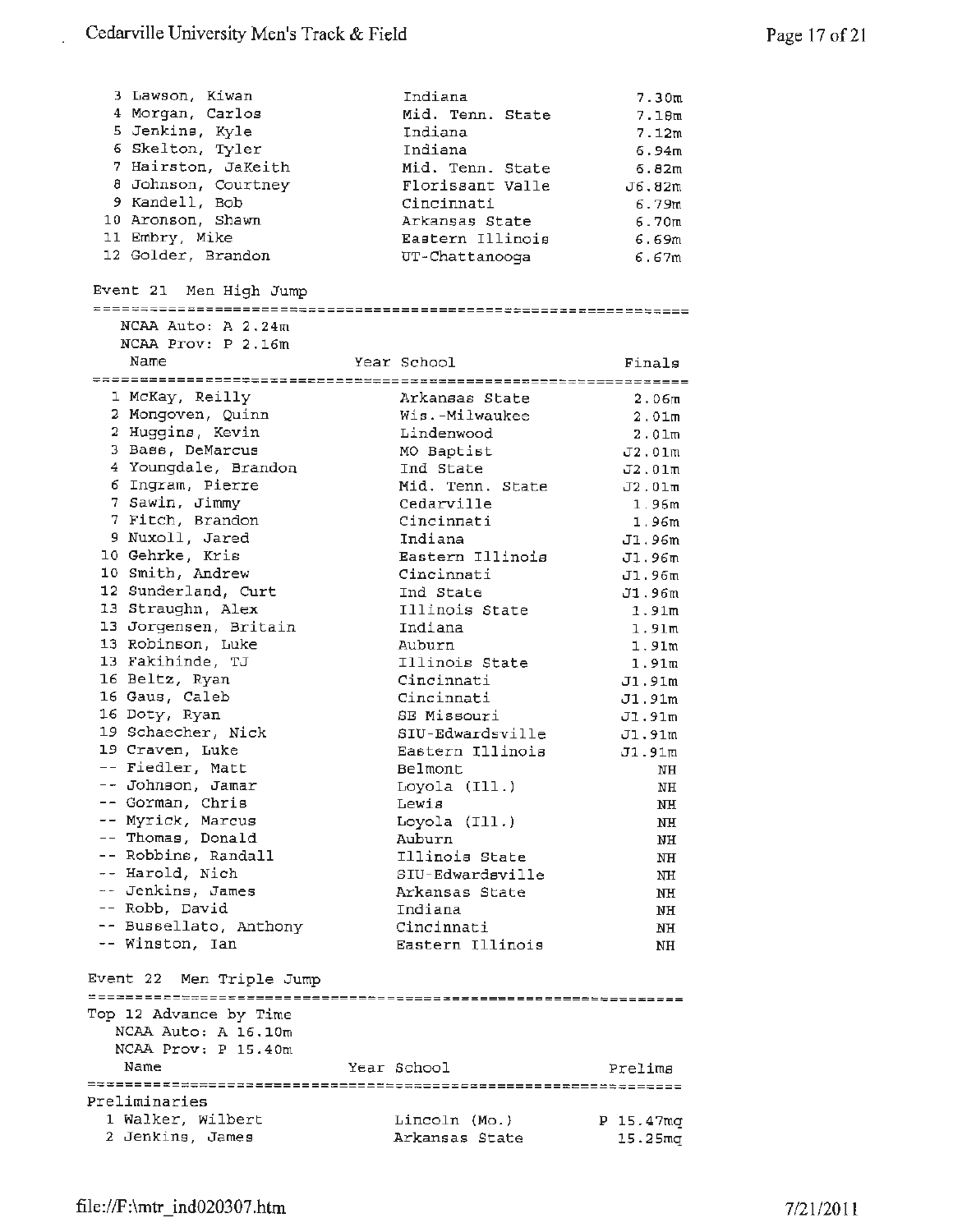| Place | Name | Year | School | Finals |
|---|---|---|---|---|
| 3 | Lawson, Kiwan | | Indiana | 7.30m |
| 4 | Morgan, Carlos | | Mid. Tenn. State | 7.18m |
| 5 | Jenkins, Kyle | | Indiana | 7.12m |
| 6 | Skelton, Tyler | | Indiana | 6.94m |
| 7 | Hairston, JaKeith | | Mid. Tenn. State | 6.82m |
| 8 | Johnson, Courtney | | Florissant Valle | J6.82m |
| 9 | Kandell, Bob | | Cincinnati | 6.79m |
| 10 | Aronson, Shawn | | Arkansas State | 6.70m |
| 11 | Embry, Mike | | Eastern Illinois | 6.69m |
| 12 | Golder, Brandon | | UT-Chattanooga | 6.67m |

## Event 21 Men High Jump

NCAA Auto: A 2.24m
NCAA Prov: P 2.16m

| Place | Name | Year | School | Finals |
|---|---|---|---|---|
| 1 | McKay, Reilly | | Arkansas State | 2.06m |
| 2 | Mongoven, Quinn | | Wis.-Milwaukee | 2.01m |
| 2 | Huggins, Kevin | | Lindenwood | 2.01m |
| 3 | Bass, DeMarcus | | MO Baptist | J2.01m |
| 4 | Youngdale, Brandon | | Ind State | J2.01m |
| 6 | Ingram, Pierre | | Mid. Tenn. State | J2.01m |
| 7 | Sawin, Jimmy | | Cedarville | 1.96m |
| 7 | Fitch, Brandon | | Cincinnati | 1.96m |
| 9 | Nuxoll, Jared | | Indiana | J1.96m |
| 10 | Gehrke, Kris | | Eastern Illinois | J1.96m |
| 10 | Smith, Andrew | | Cincinnati | J1.96m |
| 12 | Sunderland, Curt | | Ind State | J1.96m |
| 13 | Straughn, Alex | | Illinois State | 1.91m |
| 13 | Jorgensen, Britain | | Indiana | 1.91m |
| 13 | Robinson, Luke | | Auburn | 1.91m |
| 13 | Fakihinde, TJ | | Illinois State | 1.91m |
| 16 | Beltz, Ryan | | Cincinnati | J1.91m |
| 16 | Gaus, Caleb | | Cincinnati | J1.91m |
| 16 | Doty, Ryan | | SE Missouri | J1.91m |
| 19 | Schaecher, Nick | | SIU-Edwardsville | J1.91m |
| 19 | Craven, Luke | | Eastern Illinois | J1.91m |
| -- | Fiedler, Matt | | Belmont | NH |
| -- | Johnson, Jamar | | Loyola (Ill.) | NH |
| -- | Gorman, Chris | | Lewis | NH |
| -- | Myrick, Marcus | | Loyola (Ill.) | NH |
| -- | Thomas, Donald | | Auburn | NH |
| -- | Robbins, Randall | | Illinois State | NH |
| -- | Harold, Nich | | SIU-Edwardsville | NH |
| -- | Jenkins, James | | Arkansas State | NH |
| -- | Robb, David | | Indiana | NH |
| -- | Bussellato, Anthony | | Cincinnati | NH |
| -- | Winston, Ian | | Eastern Illinois | NH |

## Event 22 Men Triple Jump

Top 12 Advance by Time
NCAA Auto: A 16.10m
NCAA Prov: P 15.40m

Preliminaries

| Place | Name | Year | School | Prelims |
|---|---|---|---|---|
| 1 | Walker, Wilbert | | Lincoln (Mo.) | P 15.47mq |
| 2 | Jenkins, James | | Arkansas State | 15.25mq |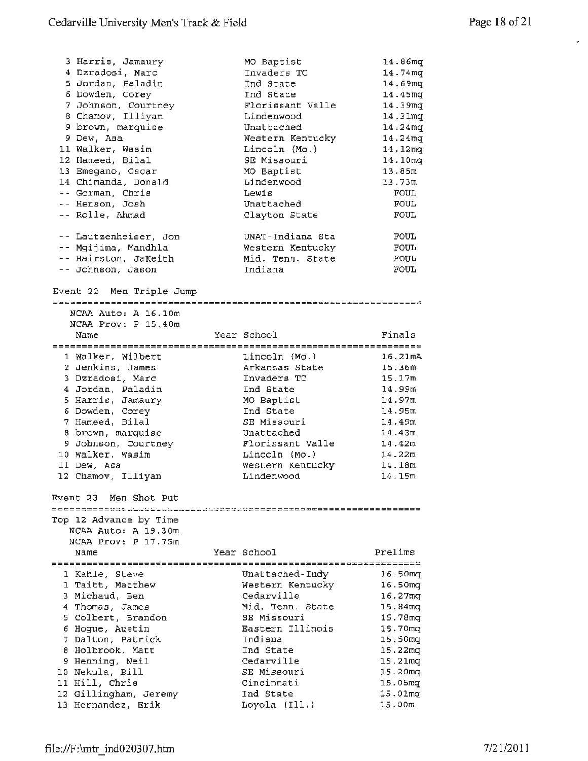| Place | Name | Year | School | Prelims |
|---|---|---|---|---|
| 3 | Harris, Jamaury | | MO Baptist | 14.86mq |
| 4 | Dzradosi, Marc | | Invaders TC | 14.74mq |
| 5 | Jordan, Paladin | | Ind State | 14.69mq |
| 6 | Dowden, Corey | | Ind State | 14.45mq |
| 7 | Johnson, Courtney | | Florissant Valle | 14.39mq |
| 8 | Chamov, Illiyan | | Lindenwood | 14.31mq |
| 9 | brown, marquise | | Unattached | 14.24mq |
| 9 | Dew, Asa | | Western Kentucky | 14.24mq |
| 11 | Walker, Wasim | | Lincoln (Mo.) | 14.12mq |
| 12 | Hameed, Bilal | | SE Missouri | 14.10mq |
| 13 | Emegano, Oscar | | MO Baptist | 13.85m |
| 14 | Chimanda, Donald | | Lindenwood | 13.73m |
| -- | Gorman, Chris | | Lewis | FOUL |
| -- | Henson, Josh | | Unattached | FOUL |
| -- | Rolle, Ahmad | | Clayton State | FOUL |
| -- | Lautzenheiser, Jon | | UNAT-Indiana Sta | FOUL |
| -- | Mgijima, Mandhla | | Western Kentucky | FOUL |
| -- | Hairston, JaKeith | | Mid. Tenn. State | FOUL |
| -- | Johnson, Jason | | Indiana | FOUL |

## Event 22 Men Triple Jump

NCAA Auto: A 16.10m
NCAA Prov: P 15.40m

| Place | Name | Year | School | Finals |
|---|---|---|---|---|
| 1 | Walker, Wilbert | | Lincoln (Mo.) | 16.21mA |
| 2 | Jenkins, James | | Arkansas State | 15.36m |
| 3 | Dzradosi, Marc | | Invaders TC | 15.17m |
| 4 | Jordan, Paladin | | Ind State | 14.99m |
| 5 | Harris, Jamaury | | MO Baptist | 14.97m |
| 6 | Dowden, Corey | | Ind State | 14.95m |
| 7 | Hameed, Bilal | | SE Missouri | 14.49m |
| 8 | brown, marquise | | Unattached | 14.43m |
| 9 | Johnson, Courtney | | Florissant Valle | 14.42m |
| 10 | Walker, Wasim | | Lincoln (Mo.) | 14.22m |
| 11 | Dew, Asa | | Western Kentucky | 14.18m |
| 12 | Chamov, Illiyan | | Lindenwood | 14.15m |

## Event 23 Men Shot Put

Top 12 Advance by Time
NCAA Auto: A 19.30m
NCAA Prov: P 17.75m

| Place | Name | Year | School | Prelims |
|---|---|---|---|---|
| 1 | Kahle, Steve | | Unattached-Indy | 16.50mq |
| 1 | Taitt, Matthew | | Western Kentucky | 16.50mq |
| 3 | Michaud, Ben | | Cedarville | 16.27mq |
| 4 | Thomas, James | | Mid. Tenn. State | 15.84mq |
| 5 | Colbert, Brandon | | SE Missouri | 15.78mq |
| 6 | Hogue, Austin | | Eastern Illinois | 15.70mq |
| 7 | Dalton, Patrick | | Indiana | 15.50mq |
| 8 | Holbrook, Matt | | Ind State | 15.22mq |
| 9 | Henning, Neil | | Cedarville | 15.21mq |
| 10 | Nekula, Bill | | SE Missouri | 15.20mq |
| 11 | Hill, Chris | | Cincinnati | 15.05mq |
| 12 | Gillingham, Jeremy | | Ind State | 15.01mq |
| 13 | Hernandez, Erik | | Loyola (Ill.) | 15.00m |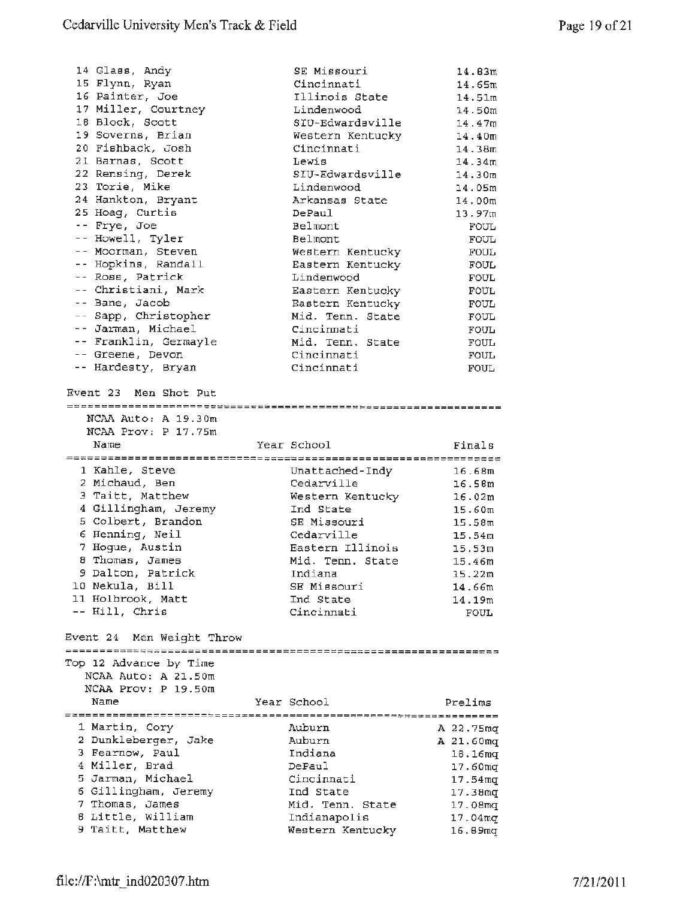| Place | Name | School | Mark |
|---|---|---|---|
| 14 | Glass, Andy | SE Missouri | 14.83m |
| 15 | Flynn, Ryan | Cincinnati | 14.65m |
| 16 | Painter, Joe | Illinois State | 14.51m |
| 17 | Miller, Courtney | Lindenwood | 14.50m |
| 18 | Block, Scott | SIU-Edwardsville | 14.47m |
| 19 | Soverns, Brian | Western Kentucky | 14.40m |
| 20 | Fishback, Josh | Cincinnati | 14.38m |
| 21 | Barnas, Scott | Lewis | 14.34m |
| 22 | Rensing, Derek | SIU-Edwardsville | 14.30m |
| 23 | Torie, Mike | Lindenwood | 14.05m |
| 24 | Hankton, Bryant | Arkansas State | 14.00m |
| 25 | Hoag, Curtis | DePaul | 13.97m |
| -- | Frye, Joe | Belmont | FOUL |
| -- | Howell, Tyler | Belmont | FOUL |
| -- | Moorman, Steven | Western Kentucky | FOUL |
| -- | Hopkins, Randall | Eastern Kentucky | FOUL |
| -- | Ross, Patrick | Lindenwood | FOUL |
| -- | Christiani, Mark | Eastern Kentucky | FOUL |
| -- | Bane, Jacob | Eastern Kentucky | FOUL |
| -- | Sapp, Christopher | Mid. Tenn. State | FOUL |
| -- | Jarman, Michael | Cincinnati | FOUL |
| -- | Franklin, Germayle | Mid. Tenn. State | FOUL |
| -- | Greene, Devon | Cincinnati | FOUL |
| -- | Hardesty, Bryan | Cincinnati | FOUL |

## Event 23 Men Shot Put

NCAA Auto: A 19.30m
NCAA Prov: P 17.75m

| Place | Name | Year | School | Finals |
|---|---|---|---|---|
| 1 | Kahle, Steve | | Unattached-Indy | 16.68m |
| 2 | Michaud, Ben | | Cedarville | 16.58m |
| 3 | Taitt, Matthew | | Western Kentucky | 16.02m |
| 4 | Gillingham, Jeremy | | Ind State | 15.60m |
| 5 | Colbert, Brandon | | SE Missouri | 15.58m |
| 6 | Henning, Neil | | Cedarville | 15.54m |
| 7 | Hogue, Austin | | Eastern Illinois | 15.53m |
| 8 | Thomas, James | | Mid. Tenn. State | 15.46m |
| 9 | Dalton, Patrick | | Indiana | 15.22m |
| 10 | Nekula, Bill | | SE Missouri | 14.66m |
| 11 | Holbrook, Matt | | Ind State | 14.19m |
| -- | Hill, Chris | | Cincinnati | FOUL |

## Event 24 Men Weight Throw

Top 12 Advance by Time
NCAA Auto: A 21.50m
NCAA Prov: P 19.50m

| Place | Name | Year | School | Prelims |
|---|---|---|---|---|
| 1 | Martin, Cory | | Auburn | A 22.75mq |
| 2 | Dunkleberger, Jake | | Auburn | A 21.60mq |
| 3 | Fearnow, Paul | | Indiana | 18.16mq |
| 4 | Miller, Brad | | DePaul | 17.60mq |
| 5 | Jarman, Michael | | Cincinnati | 17.54mq |
| 6 | Gillingham, Jeremy | | Ind State | 17.38mq |
| 7 | Thomas, James | | Mid. Tenn. State | 17.08mq |
| 8 | Little, William | | Indianapolis | 17.04mq |
| 9 | Taitt, Matthew | | Western Kentucky | 16.89mq |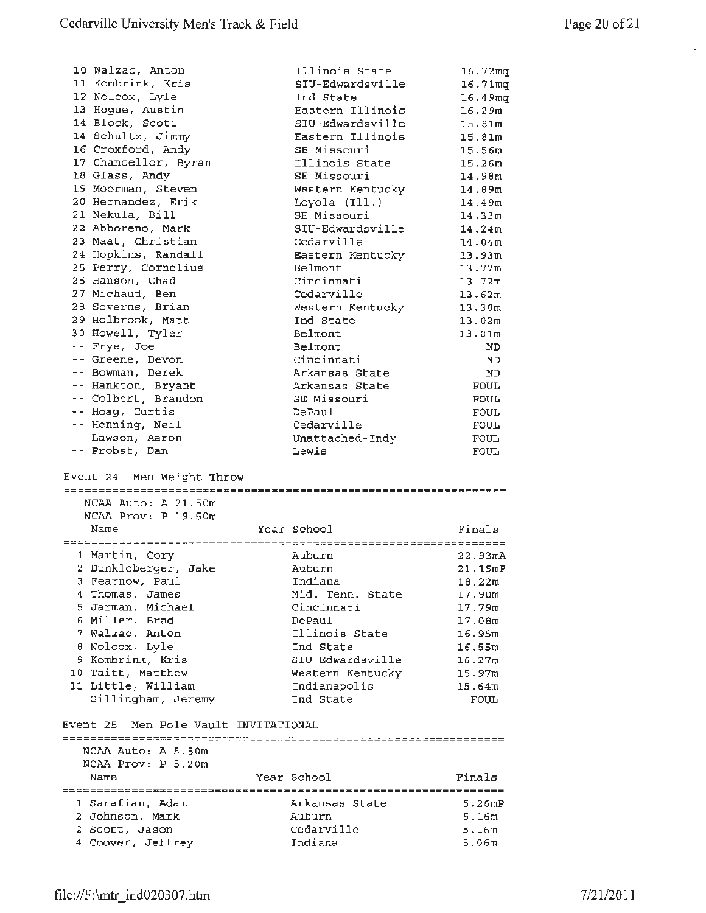| Place | Name | School | Finals |
|---|---|---|---|
| 10 | Walzac, Anton | Illinois State | 16.72mq |
| 11 | Kombrink, Kris | SIU-Edwardsville | 16.71mq |
| 12 | Nolcox, Lyle | Ind State | 16.49mq |
| 13 | Hogue, Austin | Eastern Illinois | 16.29m |
| 14 | Block, Scott | SIU-Edwardsville | 15.81m |
| 14 | Schultz, Jimmy | Eastern Illinois | 15.81m |
| 16 | Croxford, Andy | SE Missouri | 15.56m |
| 17 | Chancellor, Byran | Illinois State | 15.26m |
| 18 | Glass, Andy | SE Missouri | 14.98m |
| 19 | Moorman, Steven | Western Kentucky | 14.89m |
| 20 | Hernandez, Erik | Loyola (Ill.) | 14.49m |
| 21 | Nekula, Bill | SE Missouri | 14.33m |
| 22 | Abboreno, Mark | SIU-Edwardsville | 14.24m |
| 23 | Maat, Christian | Cedarville | 14.04m |
| 24 | Hopkins, Randall | Eastern Kentucky | 13.93m |
| 25 | Perry, Cornelius | Belmont | 13.72m |
| 25 | Hanson, Chad | Cincinnati | 13.72m |
| 27 | Michaud, Ben | Cedarville | 13.62m |
| 28 | Soverns, Brian | Western Kentucky | 13.30m |
| 29 | Holbrook, Matt | Ind State | 13.02m |
| 30 | Howell, Tyler | Belmont | 13.01m |
| -- | Frye, Joe | Belmont | ND |
| -- | Greene, Devon | Cincinnati | ND |
| -- | Bowman, Derek | Arkansas State | ND |
| -- | Hankton, Bryant | Arkansas State | FOUL |
| -- | Colbert, Brandon | SE Missouri | FOUL |
| -- | Hoag, Curtis | DePaul | FOUL |
| -- | Henning, Neil | Cedarville | FOUL |
| -- | Lawson, Aaron | Unattached-Indy | FOUL |
| -- | Probst, Dan | Lewis | FOUL |

## Event 24 Men Weight Throw

NCAA Auto: A 21.50m
NCAA Prov: P 19.50m

| Place | Name | Year | School | Finals |
|---|---|---|---|---|
| 1 | Martin, Cory | | Auburn | 22.93mA |
| 2 | Dunkleberger, Jake | | Auburn | 21.19mP |
| 3 | Fearnow, Paul | | Indiana | 18.22m |
| 4 | Thomas, James | | Mid. Tenn. State | 17.90m |
| 5 | Jarman, Michael | | Cincinnati | 17.79m |
| 6 | Miller, Brad | | DePaul | 17.08m |
| 7 | Walzac, Anton | | Illinois State | 16.95m |
| 8 | Nolcox, Lyle | | Ind State | 16.55m |
| 9 | Kombrink, Kris | | SIU-Edwardsville | 16.27m |
| 10 | Taitt, Matthew | | Western Kentucky | 15.97m |
| 11 | Little, William | | Indianapolis | 15.64m |
| -- | Gillingham, Jeremy | | Ind State | FOUL |

## Event 25 Men Pole Vault INVITATIONAL

NCAA Auto: A 5.50m
NCAA Prov: P 5.20m

| Place | Name | Year | School | Finals |
|---|---|---|---|---|
| 1 | Sarafian, Adam | | Arkansas State | 5.26mP |
| 2 | Johnson, Mark | | Auburn | 5.16m |
| 2 | Scott, Jason | | Cedarville | 5.16m |
| 4 | Coover, Jeffrey | | Indiana | 5.06m |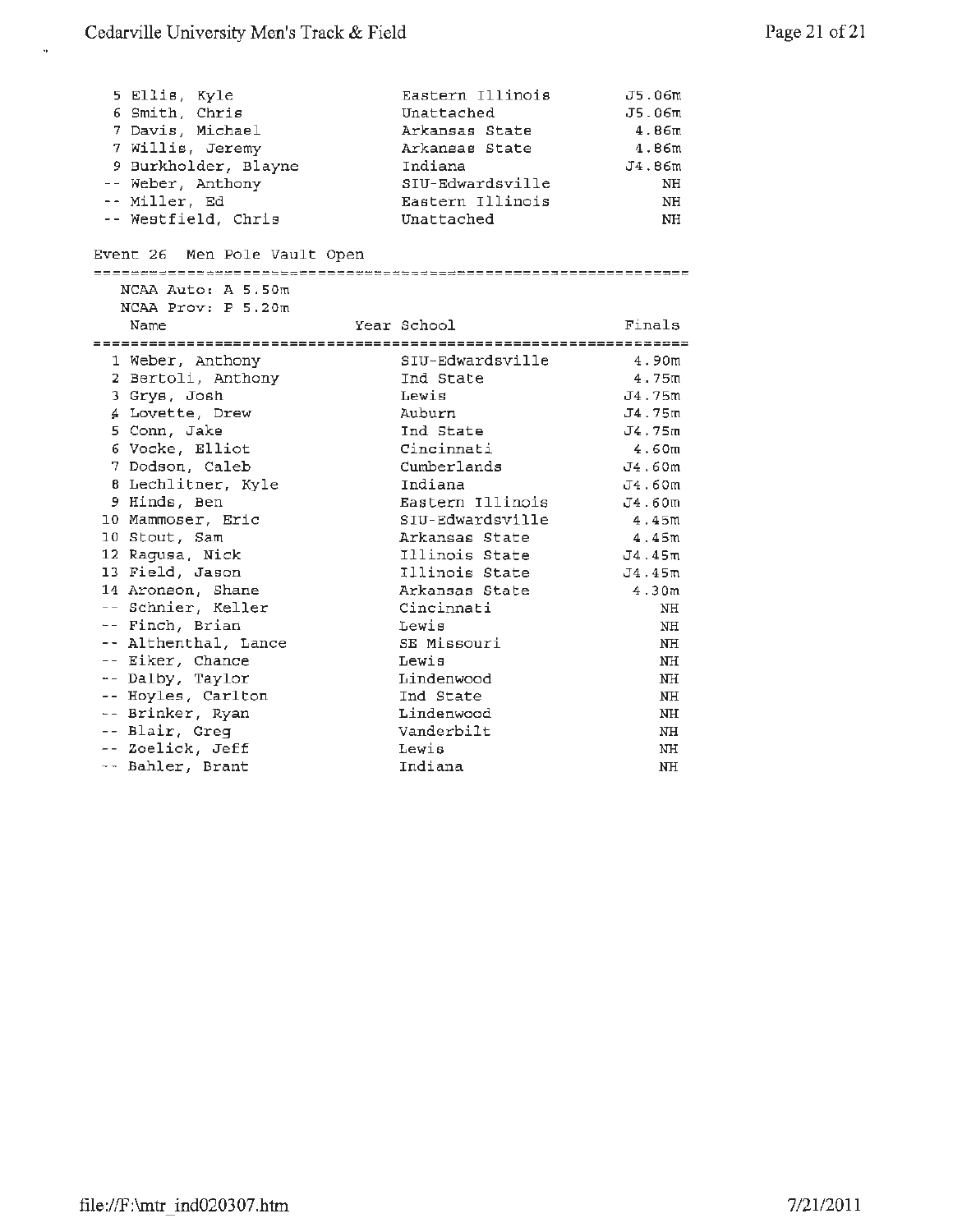| | | | |
|---|---|---|---|
| 5 | Ellis, Kyle | Eastern Illinois | J5.06m |
| 6 | Smith, Chris | Unattached | J5.06m |
| 7 | Davis, Michael | Arkansas State | 4.86m |
| 7 | Willis, Jeremy | Arkansas State | 4.86m |
| 9 | Burkholder, Blayne | Indiana | J4.86m |
| -- | Weber, Anthony | SIU-Edwardsville | NH |
| -- | Miller, Ed | Eastern Illinois | NH |
| -- | Westfield, Chris | Unattached | NH |

## Event 26 Men Pole Vault Open

NCAA Auto: A 5.50m
NCAA Prov: P 5.20m

| | Name | Year School | Finals |
|---|---|---|---|
| 1 | Weber, Anthony | SIU-Edwardsville | 4.90m |
| 2 | Bertoli, Anthony | Ind State | 4.75m |
| 3 | Grys, Josh | Lewis | J4.75m |
| 4 | Lovette, Drew | Auburn | J4.75m |
| 5 | Conn, Jake | Ind State | J4.75m |
| 6 | Vocke, Elliot | Cincinnati | 4.60m |
| 7 | Dodson, Caleb | Cumberlands | J4.60m |
| 8 | Lechlitner, Kyle | Indiana | J4.60m |
| 9 | Hinds, Ben | Eastern Illinois | J4.60m |
| 10 | Mammoser, Eric | SIU-Edwardsville | 4.45m |
| 10 | Stout, Sam | Arkansas State | 4.45m |
| 12 | Ragusa, Nick | Illinois State | J4.45m |
| 13 | Field, Jason | Illinois State | J4.45m |
| 14 | Aronson, Shane | Arkansas State | 4.30m |
| -- | Schnier, Keller | Cincinnati | NH |
| -- | Finch, Brian | Lewis | NH |
| -- | Althenthal, Lance | SE Missouri | NH |
| -- | Eiker, Chance | Lewis | NH |
| -- | Dalby, Taylor | Lindenwood | NH |
| -- | Hoyles, Carlton | Ind State | NH |
| -- | Brinker, Ryan | Lindenwood | NH |
| -- | Blair, Greg | Vanderbilt | NH |
| -- | Zoelick, Jeff | Lewis | NH |
| -- | Bahler, Brant | Indiana | NH |